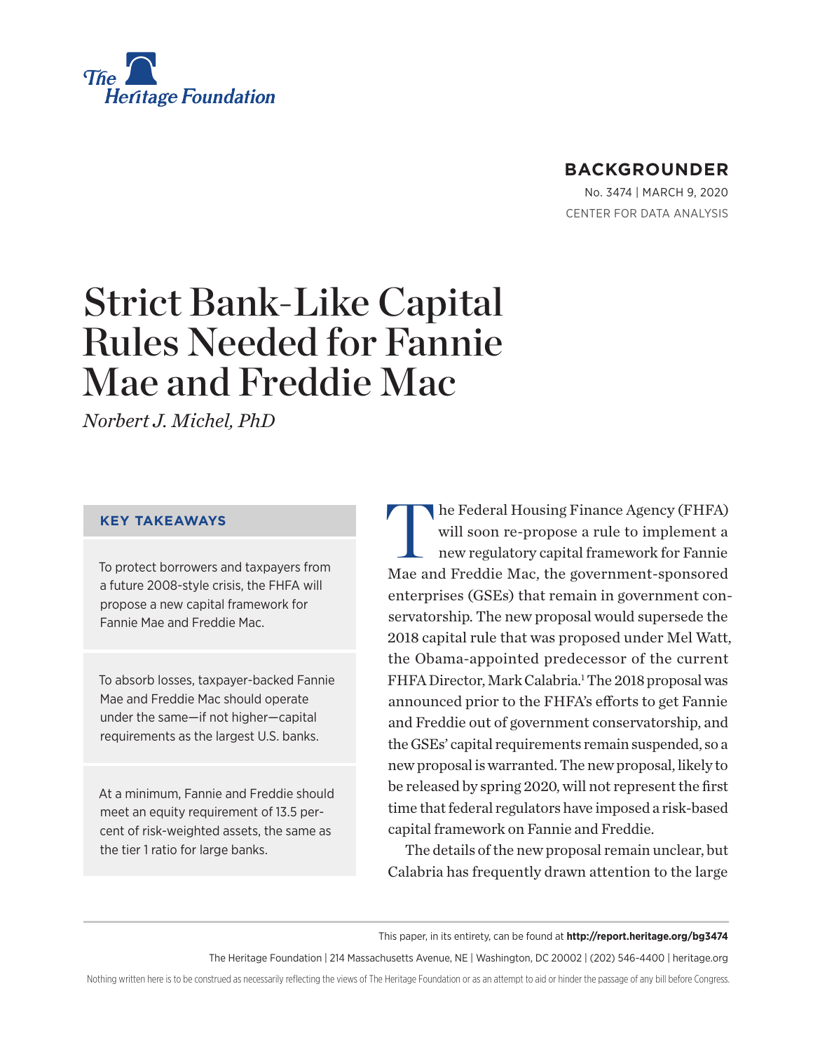The Heritage Foundation

**BACKGROUNDER**

No. 3474 | MARCH 9, 2020

CENTER FOR DATA ANALYSIS

# Strict Bank-Like Capital Rules Needed for Fannie Mae and Freddie Mac

*Norbert J. Michel, PhD*

### KEY TAKEAWAYS

To protect borrowers and taxpayers from a future 2008-style crisis, the FHFA will propose a new capital framework for Fannie Mae and Freddie Mac.

To absorb losses, taxpayer-backed Fannie Mae and Freddie Mac should operate under the same—if not higher—capital requirements as the largest U.S. banks.

At a minimum, Fannie and Freddie should meet an equity requirement of 13.5 percent of risk-weighted assets, the same as the tier 1 ratio for large banks.

The Federal Housing Finance Agency (FHFA) will soon re-propose a rule to implement a new regulatory capital framework for Fannie Mae and Freddie Mac, the government-sponsored enterprises (GSEs) that remain in government conservatorship. The new proposal would supersede the 2018 capital rule that was proposed under Mel Watt, the Obama-appointed predecessor of the current FHFA Director, Mark Calabria.[1] The 2018 proposal was announced prior to the FHFA's efforts to get Fannie and Freddie out of government conservatorship, and the GSEs' capital requirements remain suspended, so a new proposal is warranted. The new proposal, likely to be released by spring 2020, will not represent the first time that federal regulators have imposed a risk-based capital framework on Fannie and Freddie.

The details of the new proposal remain unclear, but Calabria has frequently drawn attention to the large

This paper, in its entirety, can be found at **http://report.heritage.org/bg3474**

The Heritage Foundation | 214 Massachusetts Avenue, NE | Washington, DC 20002 | (202) 546-4400 | heritage.org

Nothing written here is to be construed as necessarily reflecting the views of The Heritage Foundation or as an attempt to aid or hinder the passage of any bill before Congress.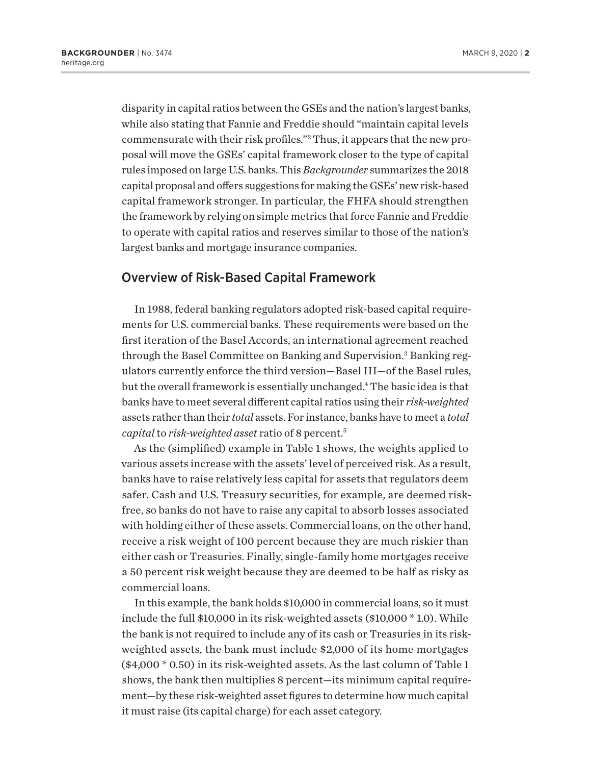disparity in capital ratios between the GSEs and the nation's largest banks, while also stating that Fannie and Freddie should "maintain capital levels commensurate with their risk profiles."[2] Thus, it appears that the new proposal will move the GSEs' capital framework closer to the type of capital rules imposed on large U.S. banks. This *Backgrounder* summarizes the 2018 capital proposal and offers suggestions for making the GSEs' new risk-based capital framework stronger. In particular, the FHFA should strengthen the framework by relying on simple metrics that force Fannie and Freddie to operate with capital ratios and reserves similar to those of the nation's largest banks and mortgage insurance companies.

## Overview of Risk-Based Capital Framework

In 1988, federal banking regulators adopted risk-based capital requirements for U.S. commercial banks. These requirements were based on the first iteration of the Basel Accords, an international agreement reached through the Basel Committee on Banking and Supervision.[3] Banking regulators currently enforce the third version—Basel III—of the Basel rules, but the overall framework is essentially unchanged.[4] The basic idea is that banks have to meet several different capital ratios using their *risk-weighted* assets rather than their *total* assets. For instance, banks have to meet a *total capital* to *risk-weighted asset* ratio of 8 percent.[5]

As the (simplified) example in Table 1 shows, the weights applied to various assets increase with the assets' level of perceived risk. As a result, banks have to raise relatively less capital for assets that regulators deem safer. Cash and U.S. Treasury securities, for example, are deemed risk-free, so banks do not have to raise any capital to absorb losses associated with holding either of these assets. Commercial loans, on the other hand, receive a risk weight of 100 percent because they are much riskier than either cash or Treasuries. Finally, single-family home mortgages receive a 50 percent risk weight because they are deemed to be half as risky as commercial loans.

In this example, the bank holds $10,000 in commercial loans, so it must include the full $10,000 in its risk-weighted assets ($10,000 * 1.0). While the bank is not required to include any of its cash or Treasuries in its risk-weighted assets, the bank must include $2,000 of its home mortgages ($4,000 * 0.50) in its risk-weighted assets. As the last column of Table 1 shows, the bank then multiplies 8 percent—its minimum capital requirement—by these risk-weighted asset figures to determine how much capital it must raise (its capital charge) for each asset category.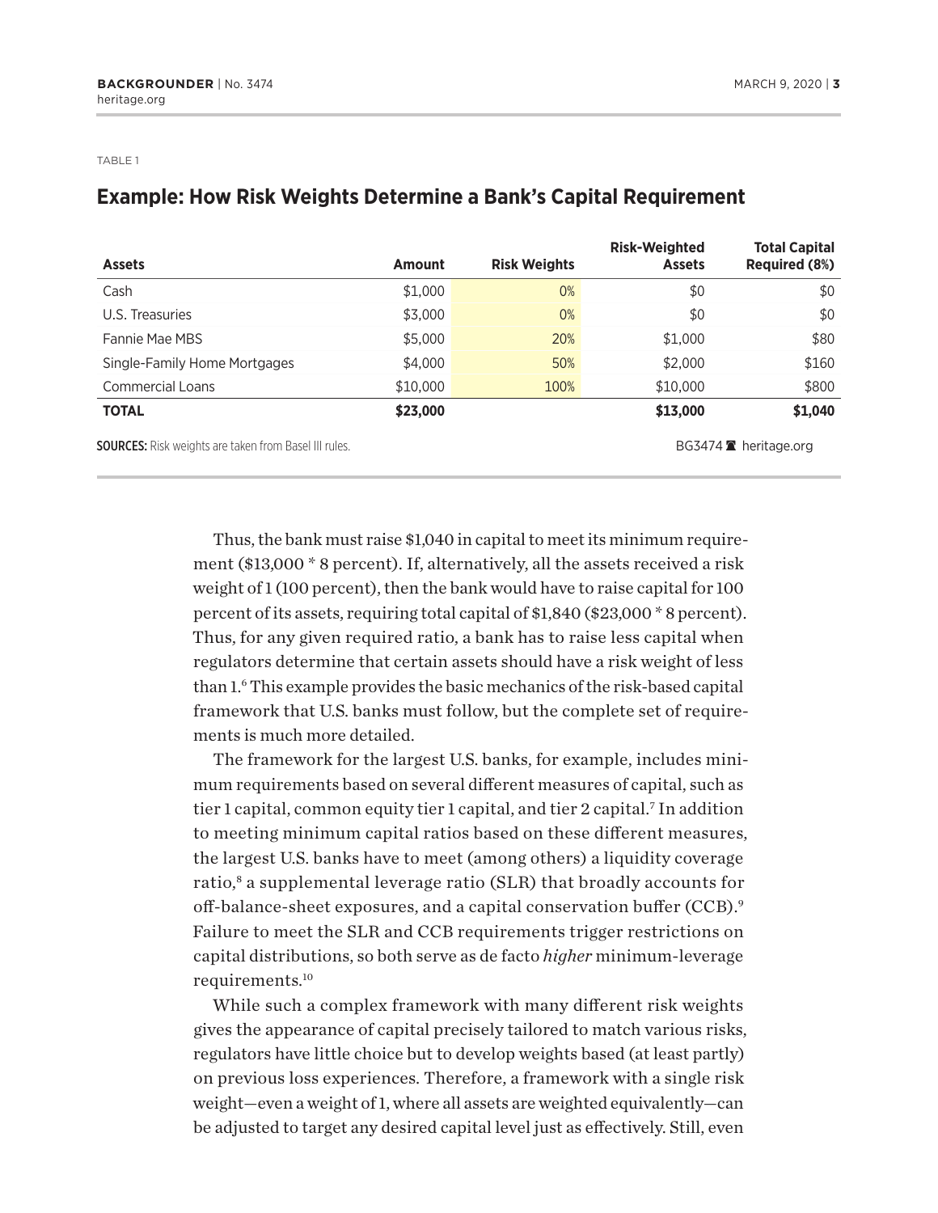TABLE 1

## Example: How Risk Weights Determine a Bank's Capital Requirement

| Assets | Amount | Risk Weights | Risk-Weighted Assets | Total Capital Required (8%) |
|---|---|---|---|---|
| Cash | $1,000 | 0% | $0 | $0 |
| U.S. Treasuries | $3,000 | 0% | $0 | $0 |
| Fannie Mae MBS | $5,000 | 20% | $1,000 | $80 |
| Single-Family Home Mortgages | $4,000 | 50% | $2,000 | $160 |
| Commercial Loans | $10,000 | 100% | $10,000 | $800 |
| **TOTAL** | **$23,000** | | **$13,000** | **$1,040** |

**SOURCES:** Risk weights are taken from Basel III rules.

BG3474 heritage.org

Thus, the bank must raise $1,040 in capital to meet its minimum requirement ($13,000 * 8 percent). If, alternatively, all the assets received a risk weight of 1 (100 percent), then the bank would have to raise capital for 100 percent of its assets, requiring total capital of $1,840 ($23,000 * 8 percent). Thus, for any given required ratio, a bank has to raise less capital when regulators determine that certain assets should have a risk weight of less than 1.[6] This example provides the basic mechanics of the risk-based capital framework that U.S. banks must follow, but the complete set of requirements is much more detailed.

The framework for the largest U.S. banks, for example, includes minimum requirements based on several different measures of capital, such as tier 1 capital, common equity tier 1 capital, and tier 2 capital.[7] In addition to meeting minimum capital ratios based on these different measures, the largest U.S. banks have to meet (among others) a liquidity coverage ratio,[8] a supplemental leverage ratio (SLR) that broadly accounts for off-balance-sheet exposures, and a capital conservation buffer (CCB).[9] Failure to meet the SLR and CCB requirements trigger restrictions on capital distributions, so both serve as de facto *higher* minimum-leverage requirements.[10]

While such a complex framework with many different risk weights gives the appearance of capital precisely tailored to match various risks, regulators have little choice but to develop weights based (at least partly) on previous loss experiences. Therefore, a framework with a single risk weight—even a weight of 1, where all assets are weighted equivalently—can be adjusted to target any desired capital level just as effectively. Still, even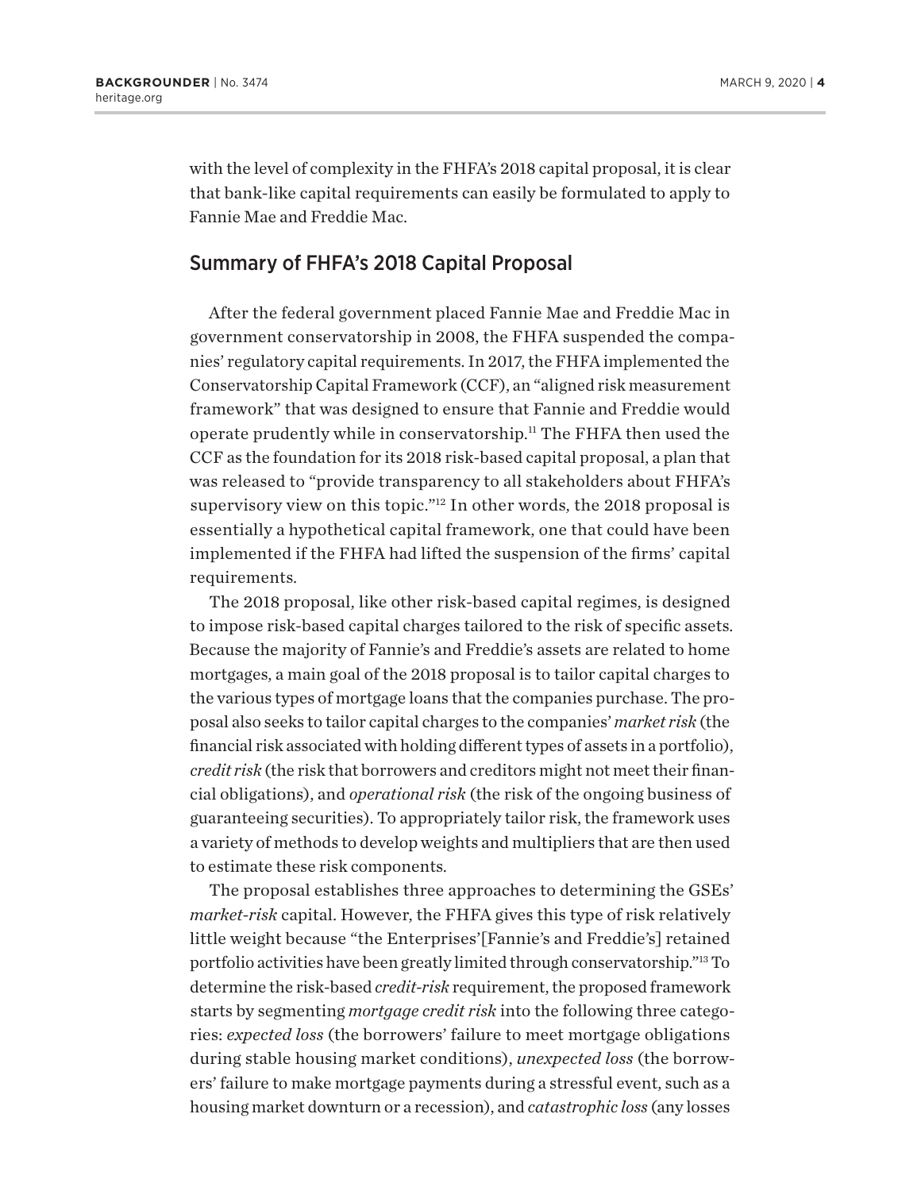with the level of complexity in the FHFA's 2018 capital proposal, it is clear that bank-like capital requirements can easily be formulated to apply to Fannie Mae and Freddie Mac.

## Summary of FHFA's 2018 Capital Proposal

After the federal government placed Fannie Mae and Freddie Mac in government conservatorship in 2008, the FHFA suspended the companies' regulatory capital requirements. In 2017, the FHFA implemented the Conservatorship Capital Framework (CCF), an "aligned risk measurement framework" that was designed to ensure that Fannie and Freddie would operate prudently while in conservatorship.[11] The FHFA then used the CCF as the foundation for its 2018 risk-based capital proposal, a plan that was released to "provide transparency to all stakeholders about FHFA's supervisory view on this topic."[12] In other words, the 2018 proposal is essentially a hypothetical capital framework, one that could have been implemented if the FHFA had lifted the suspension of the firms' capital requirements.

The 2018 proposal, like other risk-based capital regimes, is designed to impose risk-based capital charges tailored to the risk of specific assets. Because the majority of Fannie's and Freddie's assets are related to home mortgages, a main goal of the 2018 proposal is to tailor capital charges to the various types of mortgage loans that the companies purchase. The proposal also seeks to tailor capital charges to the companies' *market risk* (the financial risk associated with holding different types of assets in a portfolio), *credit risk* (the risk that borrowers and creditors might not meet their financial obligations), and *operational risk* (the risk of the ongoing business of guaranteeing securities). To appropriately tailor risk, the framework uses a variety of methods to develop weights and multipliers that are then used to estimate these risk components.

The proposal establishes three approaches to determining the GSEs' *market-risk* capital. However, the FHFA gives this type of risk relatively little weight because "the Enterprises'[Fannie's and Freddie's] retained portfolio activities have been greatly limited through conservatorship."[13] To determine the risk-based *credit-risk* requirement, the proposed framework starts by segmenting *mortgage credit risk* into the following three categories: *expected loss* (the borrowers' failure to meet mortgage obligations during stable housing market conditions), *unexpected loss* (the borrowers' failure to make mortgage payments during a stressful event, such as a housing market downturn or a recession), and *catastrophic loss* (any losses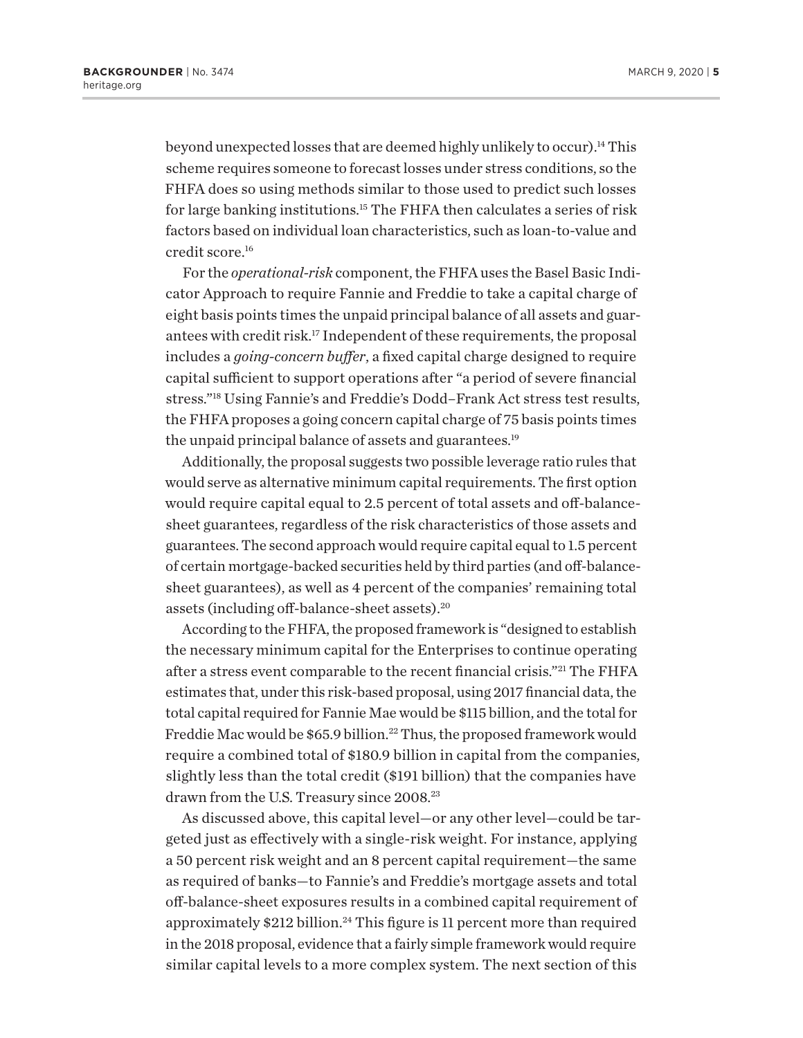beyond unexpected losses that are deemed highly unlikely to occur).[14] This scheme requires someone to forecast losses under stress conditions, so the FHFA does so using methods similar to those used to predict such losses for large banking institutions.[15] The FHFA then calculates a series of risk factors based on individual loan characteristics, such as loan-to-value and credit score.[16]

For the *operational-risk* component, the FHFA uses the Basel Basic Indicator Approach to require Fannie and Freddie to take a capital charge of eight basis points times the unpaid principal balance of all assets and guarantees with credit risk.[17] Independent of these requirements, the proposal includes a *going-concern buffer*, a fixed capital charge designed to require capital sufficient to support operations after "a period of severe financial stress."[18] Using Fannie's and Freddie's Dodd–Frank Act stress test results, the FHFA proposes a going concern capital charge of 75 basis points times the unpaid principal balance of assets and guarantees.[19]

Additionally, the proposal suggests two possible leverage ratio rules that would serve as alternative minimum capital requirements. The first option would require capital equal to 2.5 percent of total assets and off-balance-sheet guarantees, regardless of the risk characteristics of those assets and guarantees. The second approach would require capital equal to 1.5 percent of certain mortgage-backed securities held by third parties (and off-balance-sheet guarantees), as well as 4 percent of the companies' remaining total assets (including off-balance-sheet assets).[20]

According to the FHFA, the proposed framework is "designed to establish the necessary minimum capital for the Enterprises to continue operating after a stress event comparable to the recent financial crisis."[21] The FHFA estimates that, under this risk-based proposal, using 2017 financial data, the total capital required for Fannie Mae would be $115 billion, and the total for Freddie Mac would be $65.9 billion.[22] Thus, the proposed framework would require a combined total of $180.9 billion in capital from the companies, slightly less than the total credit ($191 billion) that the companies have drawn from the U.S. Treasury since 2008.[23]

As discussed above, this capital level—or any other level—could be targeted just as effectively with a single-risk weight. For instance, applying a 50 percent risk weight and an 8 percent capital requirement—the same as required of banks—to Fannie's and Freddie's mortgage assets and total off-balance-sheet exposures results in a combined capital requirement of approximately $212 billion.[24] This figure is 11 percent more than required in the 2018 proposal, evidence that a fairly simple framework would require similar capital levels to a more complex system. The next section of this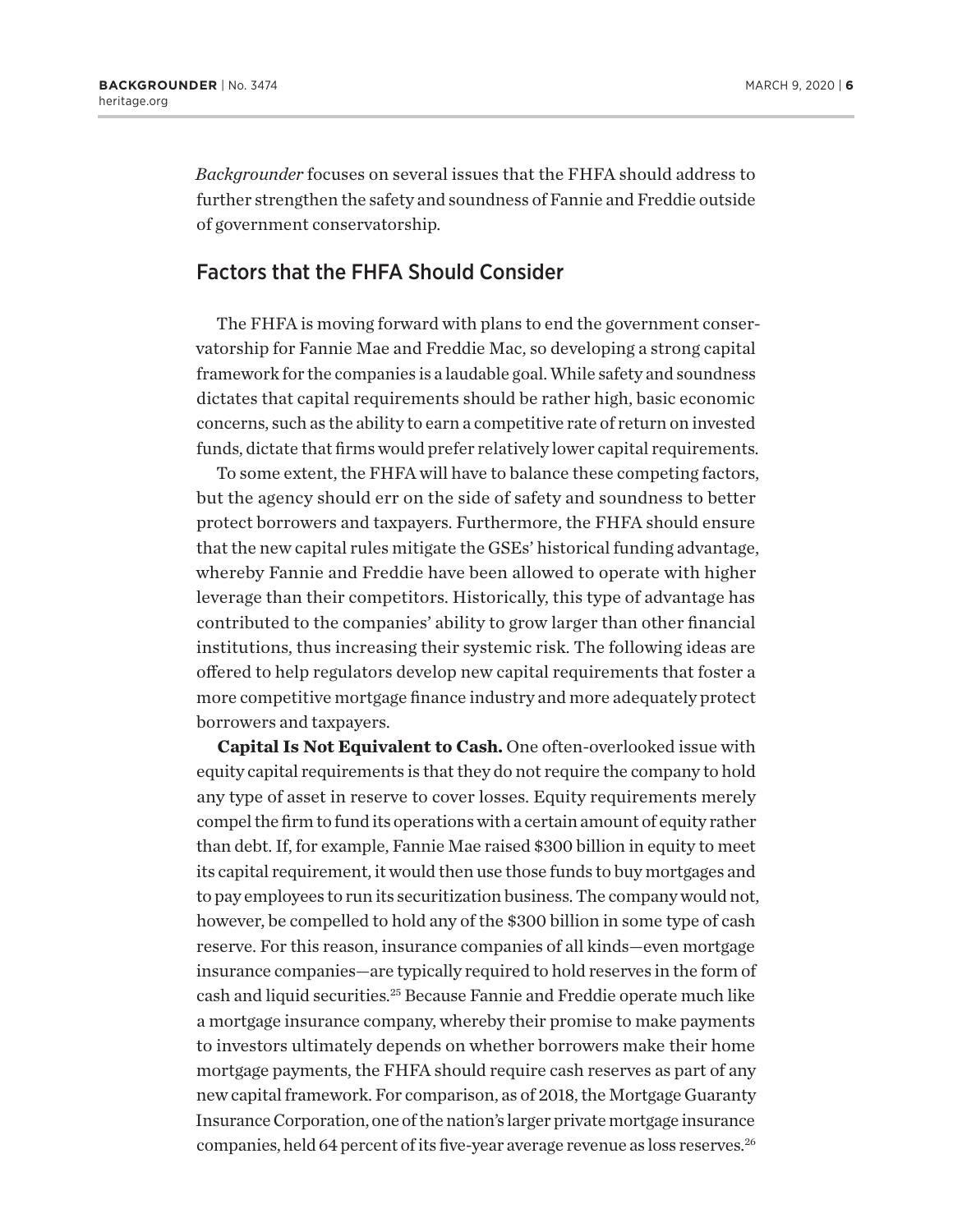*Backgrounder* focuses on several issues that the FHFA should address to further strengthen the safety and soundness of Fannie and Freddie outside of government conservatorship.

## Factors that the FHFA Should Consider

The FHFA is moving forward with plans to end the government conservatorship for Fannie Mae and Freddie Mac, so developing a strong capital framework for the companies is a laudable goal. While safety and soundness dictates that capital requirements should be rather high, basic economic concerns, such as the ability to earn a competitive rate of return on invested funds, dictate that firms would prefer relatively lower capital requirements.

To some extent, the FHFA will have to balance these competing factors, but the agency should err on the side of safety and soundness to better protect borrowers and taxpayers. Furthermore, the FHFA should ensure that the new capital rules mitigate the GSEs' historical funding advantage, whereby Fannie and Freddie have been allowed to operate with higher leverage than their competitors. Historically, this type of advantage has contributed to the companies' ability to grow larger than other financial institutions, thus increasing their systemic risk. The following ideas are offered to help regulators develop new capital requirements that foster a more competitive mortgage finance industry and more adequately protect borrowers and taxpayers.

**Capital Is Not Equivalent to Cash.** One often-overlooked issue with equity capital requirements is that they do not require the company to hold any type of asset in reserve to cover losses. Equity requirements merely compel the firm to fund its operations with a certain amount of equity rather than debt. If, for example, Fannie Mae raised $300 billion in equity to meet its capital requirement, it would then use those funds to buy mortgages and to pay employees to run its securitization business. The company would not, however, be compelled to hold any of the $300 billion in some type of cash reserve. For this reason, insurance companies of all kinds—even mortgage insurance companies—are typically required to hold reserves in the form of cash and liquid securities.[25] Because Fannie and Freddie operate much like a mortgage insurance company, whereby their promise to make payments to investors ultimately depends on whether borrowers make their home mortgage payments, the FHFA should require cash reserves as part of any new capital framework. For comparison, as of 2018, the Mortgage Guaranty Insurance Corporation, one of the nation's larger private mortgage insurance companies, held 64 percent of its five-year average revenue as loss reserves.[26]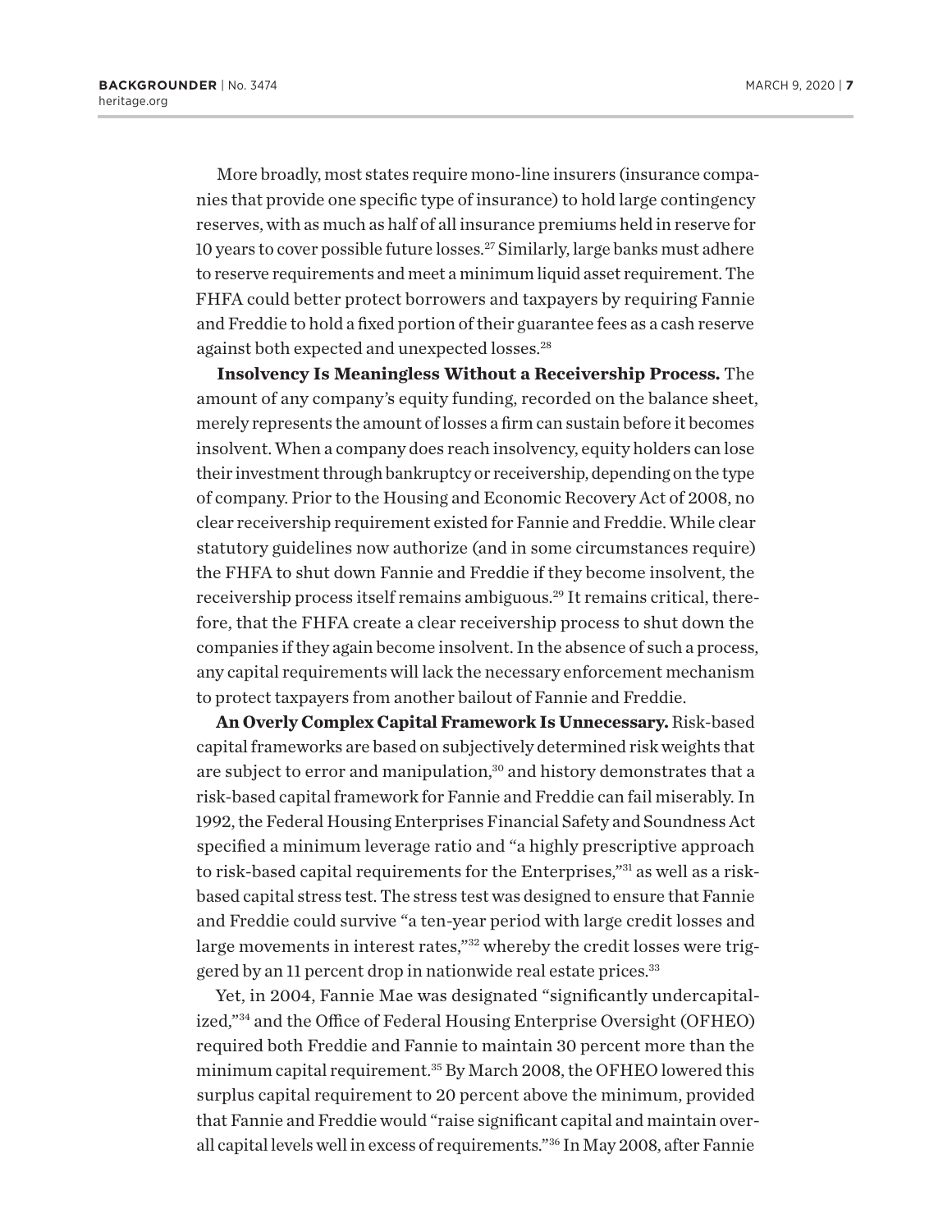More broadly, most states require mono-line insurers (insurance companies that provide one specific type of insurance) to hold large contingency reserves, with as much as half of all insurance premiums held in reserve for 10 years to cover possible future losses.[27] Similarly, large banks must adhere to reserve requirements and meet a minimum liquid asset requirement. The FHFA could better protect borrowers and taxpayers by requiring Fannie and Freddie to hold a fixed portion of their guarantee fees as a cash reserve against both expected and unexpected losses.[28]

**Insolvency Is Meaningless Without a Receivership Process.** The amount of any company's equity funding, recorded on the balance sheet, merely represents the amount of losses a firm can sustain before it becomes insolvent. When a company does reach insolvency, equity holders can lose their investment through bankruptcy or receivership, depending on the type of company. Prior to the Housing and Economic Recovery Act of 2008, no clear receivership requirement existed for Fannie and Freddie. While clear statutory guidelines now authorize (and in some circumstances require) the FHFA to shut down Fannie and Freddie if they become insolvent, the receivership process itself remains ambiguous.[29] It remains critical, therefore, that the FHFA create a clear receivership process to shut down the companies if they again become insolvent. In the absence of such a process, any capital requirements will lack the necessary enforcement mechanism to protect taxpayers from another bailout of Fannie and Freddie.

**An Overly Complex Capital Framework Is Unnecessary.** Risk-based capital frameworks are based on subjectively determined risk weights that are subject to error and manipulation,[30] and history demonstrates that a risk-based capital framework for Fannie and Freddie can fail miserably. In 1992, the Federal Housing Enterprises Financial Safety and Soundness Act specified a minimum leverage ratio and "a highly prescriptive approach to risk-based capital requirements for the Enterprises,"[31] as well as a risk-based capital stress test. The stress test was designed to ensure that Fannie and Freddie could survive "a ten-year period with large credit losses and large movements in interest rates,"[32] whereby the credit losses were triggered by an 11 percent drop in nationwide real estate prices.[33]

Yet, in 2004, Fannie Mae was designated "significantly undercapitalized,"[34] and the Office of Federal Housing Enterprise Oversight (OFHEO) required both Freddie and Fannie to maintain 30 percent more than the minimum capital requirement.[35] By March 2008, the OFHEO lowered this surplus capital requirement to 20 percent above the minimum, provided that Fannie and Freddie would "raise significant capital and maintain overall capital levels well in excess of requirements."[36] In May 2008, after Fannie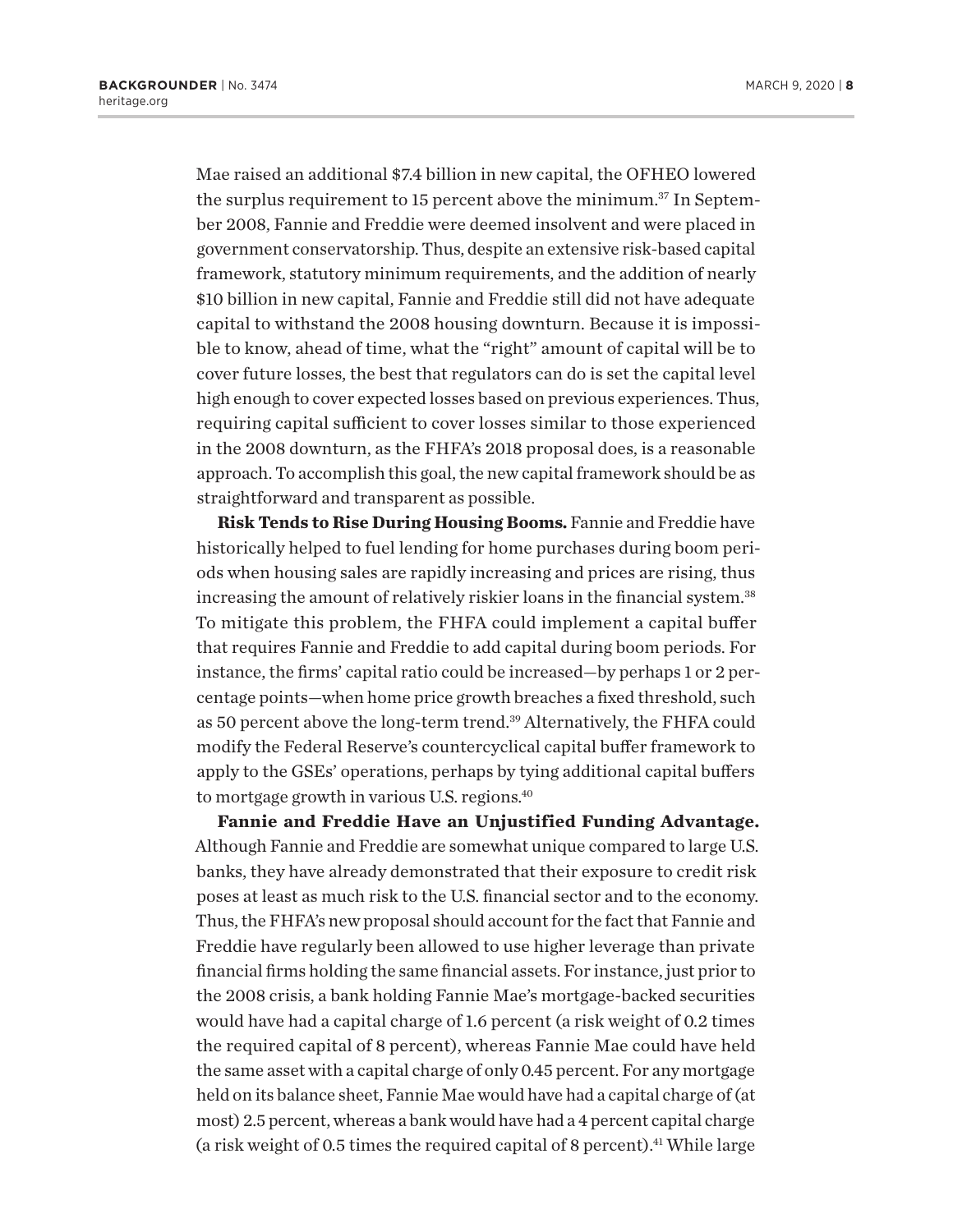Mae raised an additional $7.4 billion in new capital, the OFHEO lowered the surplus requirement to 15 percent above the minimum.[37] In September 2008, Fannie and Freddie were deemed insolvent and were placed in government conservatorship. Thus, despite an extensive risk-based capital framework, statutory minimum requirements, and the addition of nearly $10 billion in new capital, Fannie and Freddie still did not have adequate capital to withstand the 2008 housing downturn. Because it is impossible to know, ahead of time, what the "right" amount of capital will be to cover future losses, the best that regulators can do is set the capital level high enough to cover expected losses based on previous experiences. Thus, requiring capital sufficient to cover losses similar to those experienced in the 2008 downturn, as the FHFA's 2018 proposal does, is a reasonable approach. To accomplish this goal, the new capital framework should be as straightforward and transparent as possible.

**Risk Tends to Rise During Housing Booms.** Fannie and Freddie have historically helped to fuel lending for home purchases during boom periods when housing sales are rapidly increasing and prices are rising, thus increasing the amount of relatively riskier loans in the financial system.[38] To mitigate this problem, the FHFA could implement a capital buffer that requires Fannie and Freddie to add capital during boom periods. For instance, the firms' capital ratio could be increased—by perhaps 1 or 2 percentage points—when home price growth breaches a fixed threshold, such as 50 percent above the long-term trend.[39] Alternatively, the FHFA could modify the Federal Reserve's countercyclical capital buffer framework to apply to the GSEs' operations, perhaps by tying additional capital buffers to mortgage growth in various U.S. regions.[40]

**Fannie and Freddie Have an Unjustified Funding Advantage.** Although Fannie and Freddie are somewhat unique compared to large U.S. banks, they have already demonstrated that their exposure to credit risk poses at least as much risk to the U.S. financial sector and to the economy. Thus, the FHFA's new proposal should account for the fact that Fannie and Freddie have regularly been allowed to use higher leverage than private financial firms holding the same financial assets. For instance, just prior to the 2008 crisis, a bank holding Fannie Mae's mortgage-backed securities would have had a capital charge of 1.6 percent (a risk weight of 0.2 times the required capital of 8 percent), whereas Fannie Mae could have held the same asset with a capital charge of only 0.45 percent. For any mortgage held on its balance sheet, Fannie Mae would have had a capital charge of (at most) 2.5 percent, whereas a bank would have had a 4 percent capital charge (a risk weight of 0.5 times the required capital of 8 percent).[41] While large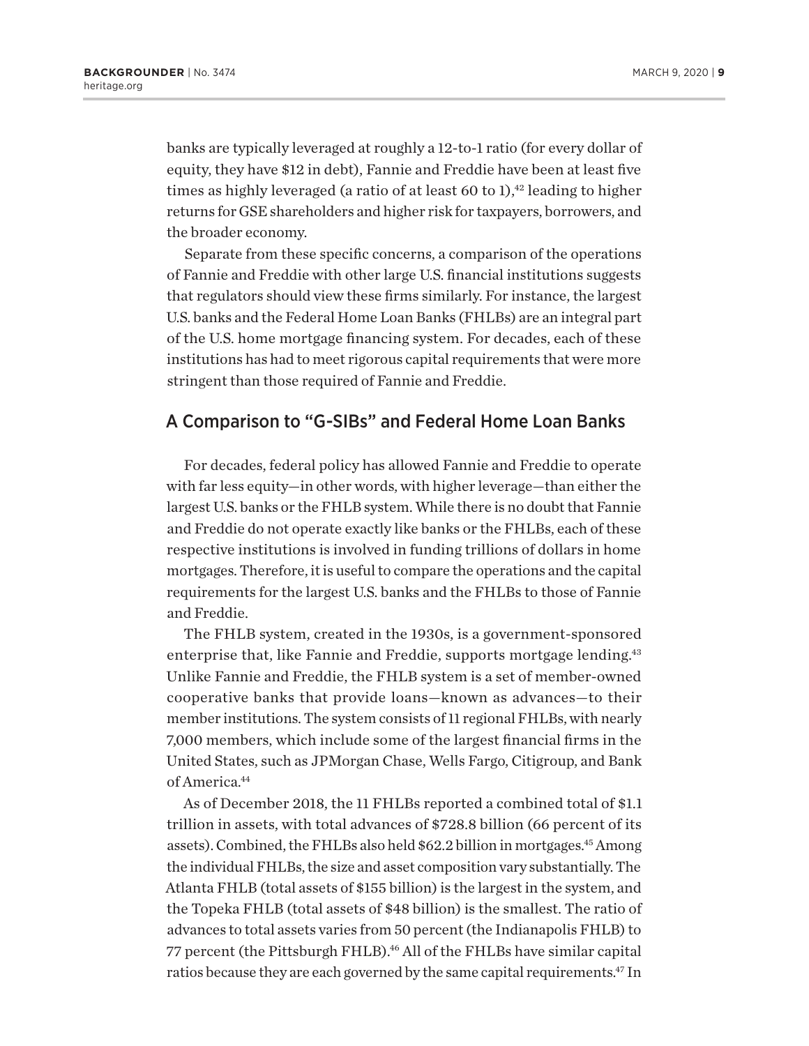banks are typically leveraged at roughly a 12-to-1 ratio (for every dollar of equity, they have $12 in debt), Fannie and Freddie have been at least five times as highly leveraged (a ratio of at least 60 to 1),[42] leading to higher returns for GSE shareholders and higher risk for taxpayers, borrowers, and the broader economy.

Separate from these specific concerns, a comparison of the operations of Fannie and Freddie with other large U.S. financial institutions suggests that regulators should view these firms similarly. For instance, the largest U.S. banks and the Federal Home Loan Banks (FHLBs) are an integral part of the U.S. home mortgage financing system. For decades, each of these institutions has had to meet rigorous capital requirements that were more stringent than those required of Fannie and Freddie.

## A Comparison to "G-SIBs" and Federal Home Loan Banks

For decades, federal policy has allowed Fannie and Freddie to operate with far less equity—in other words, with higher leverage—than either the largest U.S. banks or the FHLB system. While there is no doubt that Fannie and Freddie do not operate exactly like banks or the FHLBs, each of these respective institutions is involved in funding trillions of dollars in home mortgages. Therefore, it is useful to compare the operations and the capital requirements for the largest U.S. banks and the FHLBs to those of Fannie and Freddie.

The FHLB system, created in the 1930s, is a government-sponsored enterprise that, like Fannie and Freddie, supports mortgage lending.[43] Unlike Fannie and Freddie, the FHLB system is a set of member-owned cooperative banks that provide loans—known as advances—to their member institutions. The system consists of 11 regional FHLBs, with nearly 7,000 members, which include some of the largest financial firms in the United States, such as JPMorgan Chase, Wells Fargo, Citigroup, and Bank of America.[44]

As of December 2018, the 11 FHLBs reported a combined total of $1.1 trillion in assets, with total advances of $728.8 billion (66 percent of its assets). Combined, the FHLBs also held $62.2 billion in mortgages.[45] Among the individual FHLBs, the size and asset composition vary substantially. The Atlanta FHLB (total assets of $155 billion) is the largest in the system, and the Topeka FHLB (total assets of $48 billion) is the smallest. The ratio of advances to total assets varies from 50 percent (the Indianapolis FHLB) to 77 percent (the Pittsburgh FHLB).[46] All of the FHLBs have similar capital ratios because they are each governed by the same capital requirements.[47] In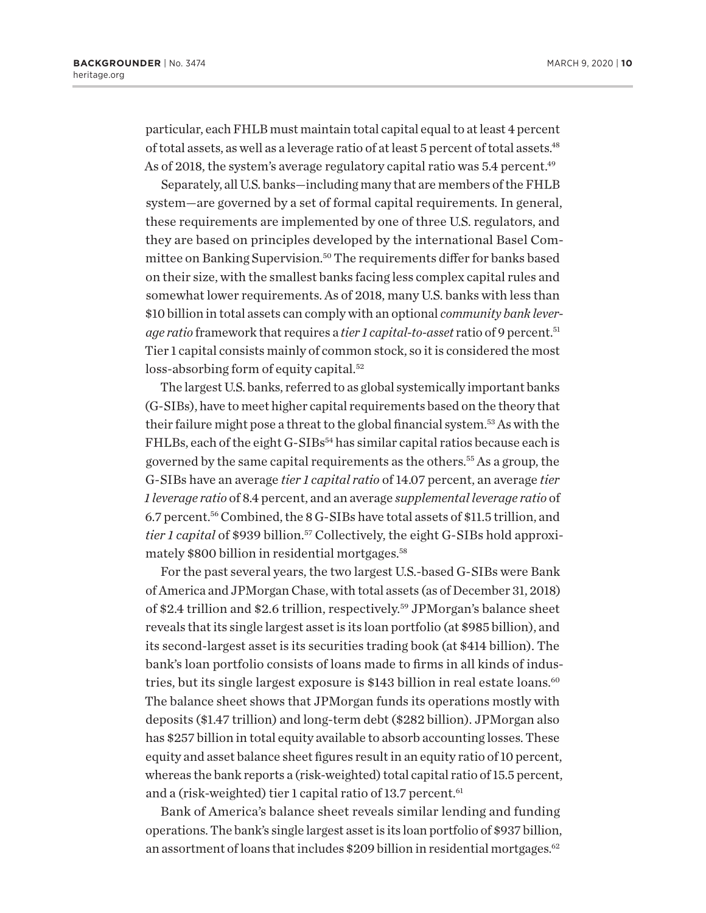particular, each FHLB must maintain total capital equal to at least 4 percent of total assets, as well as a leverage ratio of at least 5 percent of total assets.[48] As of 2018, the system's average regulatory capital ratio was 5.4 percent.[49]

Separately, all U.S. banks—including many that are members of the FHLB system—are governed by a set of formal capital requirements. In general, these requirements are implemented by one of three U.S. regulators, and they are based on principles developed by the international Basel Committee on Banking Supervision.[50] The requirements differ for banks based on their size, with the smallest banks facing less complex capital rules and somewhat lower requirements. As of 2018, many U.S. banks with less than $10 billion in total assets can comply with an optional *community bank leverage ratio* framework that requires a *tier 1 capital-to-asset* ratio of 9 percent.[51] Tier 1 capital consists mainly of common stock, so it is considered the most loss-absorbing form of equity capital.[52]

The largest U.S. banks, referred to as global systemically important banks (G-SIBs), have to meet higher capital requirements based on the theory that their failure might pose a threat to the global financial system.[53] As with the FHLBs, each of the eight G-SIBs[54] has similar capital ratios because each is governed by the same capital requirements as the others.[55] As a group, the G-SIBs have an average *tier 1 capital ratio* of 14.07 percent, an average *tier 1 leverage ratio* of 8.4 percent, and an average *supplemental leverage ratio* of 6.7 percent.[56] Combined, the 8 G-SIBs have total assets of $11.5 trillion, and *tier 1 capital* of $939 billion.[57] Collectively, the eight G-SIBs hold approximately $800 billion in residential mortgages.[58]

For the past several years, the two largest U.S.-based G-SIBs were Bank of America and JPMorgan Chase, with total assets (as of December 31, 2018) of $2.4 trillion and $2.6 trillion, respectively.[59] JPMorgan's balance sheet reveals that its single largest asset is its loan portfolio (at $985 billion), and its second-largest asset is its securities trading book (at $414 billion). The bank's loan portfolio consists of loans made to firms in all kinds of industries, but its single largest exposure is $143 billion in real estate loans.[60] The balance sheet shows that JPMorgan funds its operations mostly with deposits ($1.47 trillion) and long-term debt ($282 billion). JPMorgan also has $257 billion in total equity available to absorb accounting losses. These equity and asset balance sheet figures result in an equity ratio of 10 percent, whereas the bank reports a (risk-weighted) total capital ratio of 15.5 percent, and a (risk-weighted) tier 1 capital ratio of 13.7 percent.[61]

Bank of America's balance sheet reveals similar lending and funding operations. The bank's single largest asset is its loan portfolio of $937 billion, an assortment of loans that includes $209 billion in residential mortgages.[62]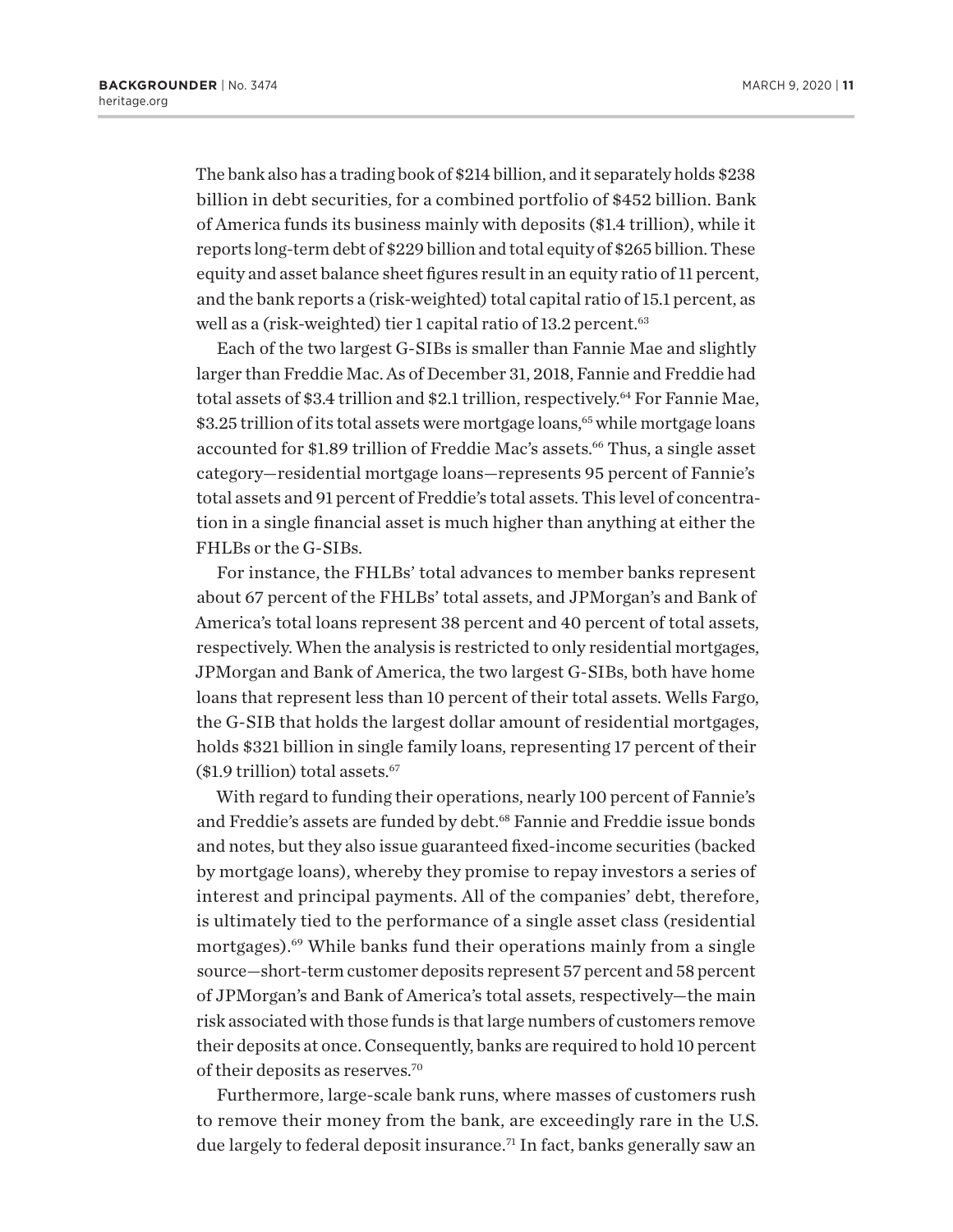The bank also has a trading book of $214 billion, and it separately holds $238 billion in debt securities, for a combined portfolio of $452 billion. Bank of America funds its business mainly with deposits ($1.4 trillion), while it reports long-term debt of $229 billion and total equity of $265 billion. These equity and asset balance sheet figures result in an equity ratio of 11 percent, and the bank reports a (risk-weighted) total capital ratio of 15.1 percent, as well as a (risk-weighted) tier 1 capital ratio of 13.2 percent.[63]

Each of the two largest G-SIBs is smaller than Fannie Mae and slightly larger than Freddie Mac. As of December 31, 2018, Fannie and Freddie had total assets of $3.4 trillion and $2.1 trillion, respectively.[64] For Fannie Mae, $3.25 trillion of its total assets were mortgage loans,[65] while mortgage loans accounted for $1.89 trillion of Freddie Mac's assets.[66] Thus, a single asset category—residential mortgage loans—represents 95 percent of Fannie's total assets and 91 percent of Freddie's total assets. This level of concentration in a single financial asset is much higher than anything at either the FHLBs or the G-SIBs.

For instance, the FHLBs' total advances to member banks represent about 67 percent of the FHLBs' total assets, and JPMorgan's and Bank of America's total loans represent 38 percent and 40 percent of total assets, respectively. When the analysis is restricted to only residential mortgages, JPMorgan and Bank of America, the two largest G-SIBs, both have home loans that represent less than 10 percent of their total assets. Wells Fargo, the G-SIB that holds the largest dollar amount of residential mortgages, holds $321 billion in single family loans, representing 17 percent of their ($1.9 trillion) total assets.[67]

With regard to funding their operations, nearly 100 percent of Fannie's and Freddie's assets are funded by debt.[68] Fannie and Freddie issue bonds and notes, but they also issue guaranteed fixed-income securities (backed by mortgage loans), whereby they promise to repay investors a series of interest and principal payments. All of the companies' debt, therefore, is ultimately tied to the performance of a single asset class (residential mortgages).[69] While banks fund their operations mainly from a single source—short-term customer deposits represent 57 percent and 58 percent of JPMorgan's and Bank of America's total assets, respectively—the main risk associated with those funds is that large numbers of customers remove their deposits at once. Consequently, banks are required to hold 10 percent of their deposits as reserves.[70]

Furthermore, large-scale bank runs, where masses of customers rush to remove their money from the bank, are exceedingly rare in the U.S. due largely to federal deposit insurance.[71] In fact, banks generally saw an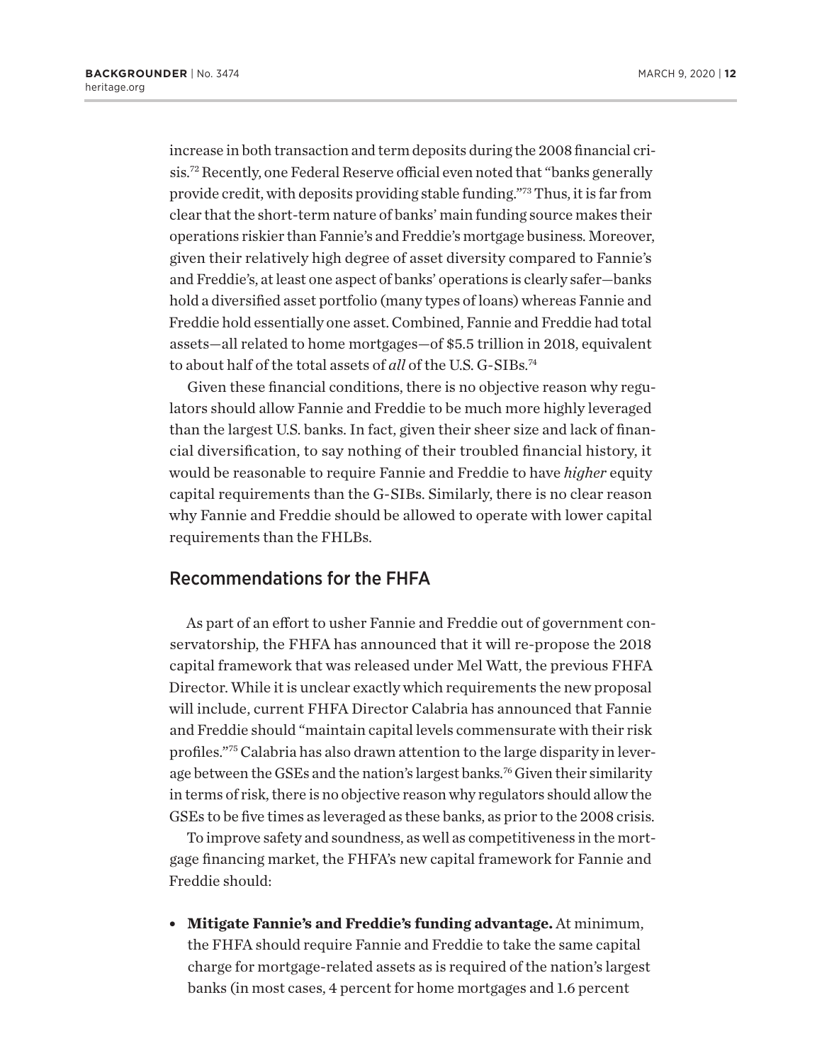increase in both transaction and term deposits during the 2008 financial crisis.[72] Recently, one Federal Reserve official even noted that "banks generally provide credit, with deposits providing stable funding."[73] Thus, it is far from clear that the short-term nature of banks' main funding source makes their operations riskier than Fannie's and Freddie's mortgage business. Moreover, given their relatively high degree of asset diversity compared to Fannie's and Freddie's, at least one aspect of banks' operations is clearly safer—banks hold a diversified asset portfolio (many types of loans) whereas Fannie and Freddie hold essentially one asset. Combined, Fannie and Freddie had total assets—all related to home mortgages—of $5.5 trillion in 2018, equivalent to about half of the total assets of *all* of the U.S. G-SIBs.[74]

Given these financial conditions, there is no objective reason why regulators should allow Fannie and Freddie to be much more highly leveraged than the largest U.S. banks. In fact, given their sheer size and lack of financial diversification, to say nothing of their troubled financial history, it would be reasonable to require Fannie and Freddie to have *higher* equity capital requirements than the G-SIBs. Similarly, there is no clear reason why Fannie and Freddie should be allowed to operate with lower capital requirements than the FHLBs.

## Recommendations for the FHFA

As part of an effort to usher Fannie and Freddie out of government conservatorship, the FHFA has announced that it will re-propose the 2018 capital framework that was released under Mel Watt, the previous FHFA Director. While it is unclear exactly which requirements the new proposal will include, current FHFA Director Calabria has announced that Fannie and Freddie should "maintain capital levels commensurate with their risk profiles."[75] Calabria has also drawn attention to the large disparity in leverage between the GSEs and the nation's largest banks.[76] Given their similarity in terms of risk, there is no objective reason why regulators should allow the GSEs to be five times as leveraged as these banks, as prior to the 2008 crisis.

To improve safety and soundness, as well as competitiveness in the mortgage financing market, the FHFA's new capital framework for Fannie and Freddie should:

- **Mitigate Fannie's and Freddie's funding advantage.** At minimum, the FHFA should require Fannie and Freddie to take the same capital charge for mortgage-related assets as is required of the nation's largest banks (in most cases, 4 percent for home mortgages and 1.6 percent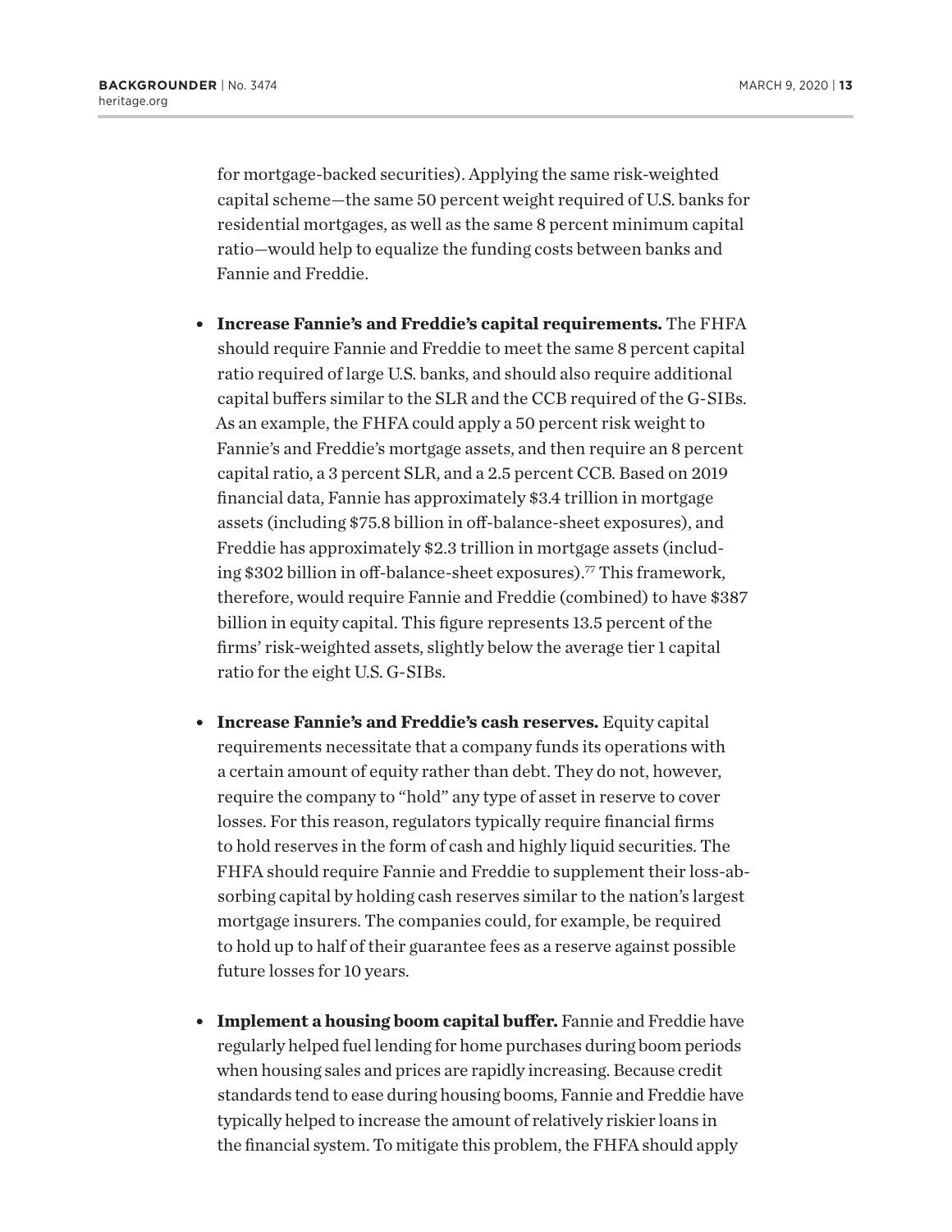for mortgage-backed securities). Applying the same risk-weighted capital scheme—the same 50 percent weight required of U.S. banks for residential mortgages, as well as the same 8 percent minimum capital ratio—would help to equalize the funding costs between banks and Fannie and Freddie.

- **Increase Fannie's and Freddie's capital requirements.** The FHFA should require Fannie and Freddie to meet the same 8 percent capital ratio required of large U.S. banks, and should also require additional capital buffers similar to the SLR and the CCB required of the G-SIBs. As an example, the FHFA could apply a 50 percent risk weight to Fannie's and Freddie's mortgage assets, and then require an 8 percent capital ratio, a 3 percent SLR, and a 2.5 percent CCB. Based on 2019 financial data, Fannie has approximately $3.4 trillion in mortgage assets (including $75.8 billion in off-balance-sheet exposures), and Freddie has approximately $2.3 trillion in mortgage assets (including $302 billion in off-balance-sheet exposures).[77] This framework, therefore, would require Fannie and Freddie (combined) to have $387 billion in equity capital. This figure represents 13.5 percent of the firms' risk-weighted assets, slightly below the average tier 1 capital ratio for the eight U.S. G-SIBs.

- **Increase Fannie's and Freddie's cash reserves.** Equity capital requirements necessitate that a company funds its operations with a certain amount of equity rather than debt. They do not, however, require the company to "hold" any type of asset in reserve to cover losses. For this reason, regulators typically require financial firms to hold reserves in the form of cash and highly liquid securities. The FHFA should require Fannie and Freddie to supplement their loss-absorbing capital by holding cash reserves similar to the nation's largest mortgage insurers. The companies could, for example, be required to hold up to half of their guarantee fees as a reserve against possible future losses for 10 years.

- **Implement a housing boom capital buffer.** Fannie and Freddie have regularly helped fuel lending for home purchases during boom periods when housing sales and prices are rapidly increasing. Because credit standards tend to ease during housing booms, Fannie and Freddie have typically helped to increase the amount of relatively riskier loans in the financial system. To mitigate this problem, the FHFA should apply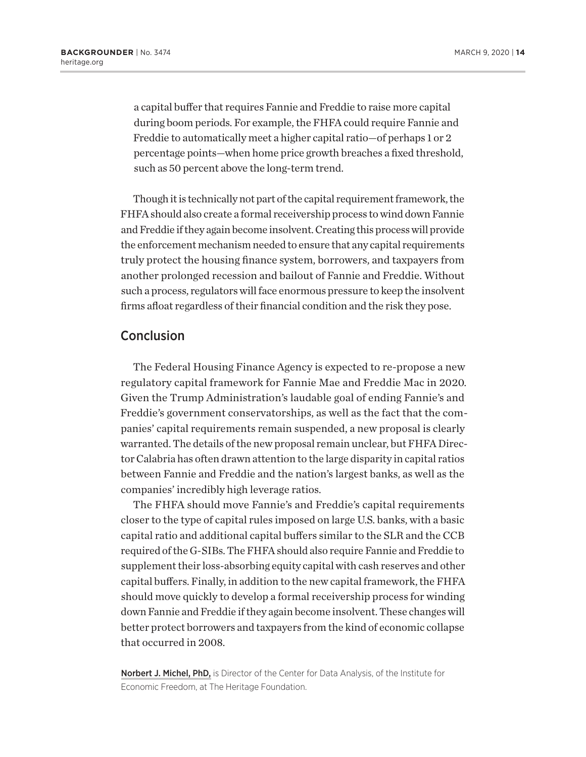a capital buffer that requires Fannie and Freddie to raise more capital during boom periods. For example, the FHFA could require Fannie and Freddie to automatically meet a higher capital ratio—of perhaps 1 or 2 percentage points—when home price growth breaches a fixed threshold, such as 50 percent above the long-term trend.

Though it is technically not part of the capital requirement framework, the FHFA should also create a formal receivership process to wind down Fannie and Freddie if they again become insolvent. Creating this process will provide the enforcement mechanism needed to ensure that any capital requirements truly protect the housing finance system, borrowers, and taxpayers from another prolonged recession and bailout of Fannie and Freddie. Without such a process, regulators will face enormous pressure to keep the insolvent firms afloat regardless of their financial condition and the risk they pose.

## Conclusion

The Federal Housing Finance Agency is expected to re-propose a new regulatory capital framework for Fannie Mae and Freddie Mac in 2020. Given the Trump Administration's laudable goal of ending Fannie's and Freddie's government conservatorships, as well as the fact that the companies' capital requirements remain suspended, a new proposal is clearly warranted. The details of the new proposal remain unclear, but FHFA Director Calabria has often drawn attention to the large disparity in capital ratios between Fannie and Freddie and the nation's largest banks, as well as the companies' incredibly high leverage ratios.

The FHFA should move Fannie's and Freddie's capital requirements closer to the type of capital rules imposed on large U.S. banks, with a basic capital ratio and additional capital buffers similar to the SLR and the CCB required of the G-SIBs. The FHFA should also require Fannie and Freddie to supplement their loss-absorbing equity capital with cash reserves and other capital buffers. Finally, in addition to the new capital framework, the FHFA should move quickly to develop a formal receivership process for winding down Fannie and Freddie if they again become insolvent. These changes will better protect borrowers and taxpayers from the kind of economic collapse that occurred in 2008.

**Norbert J. Michel, PhD,** is Director of the Center for Data Analysis, of the Institute for Economic Freedom, at The Heritage Foundation.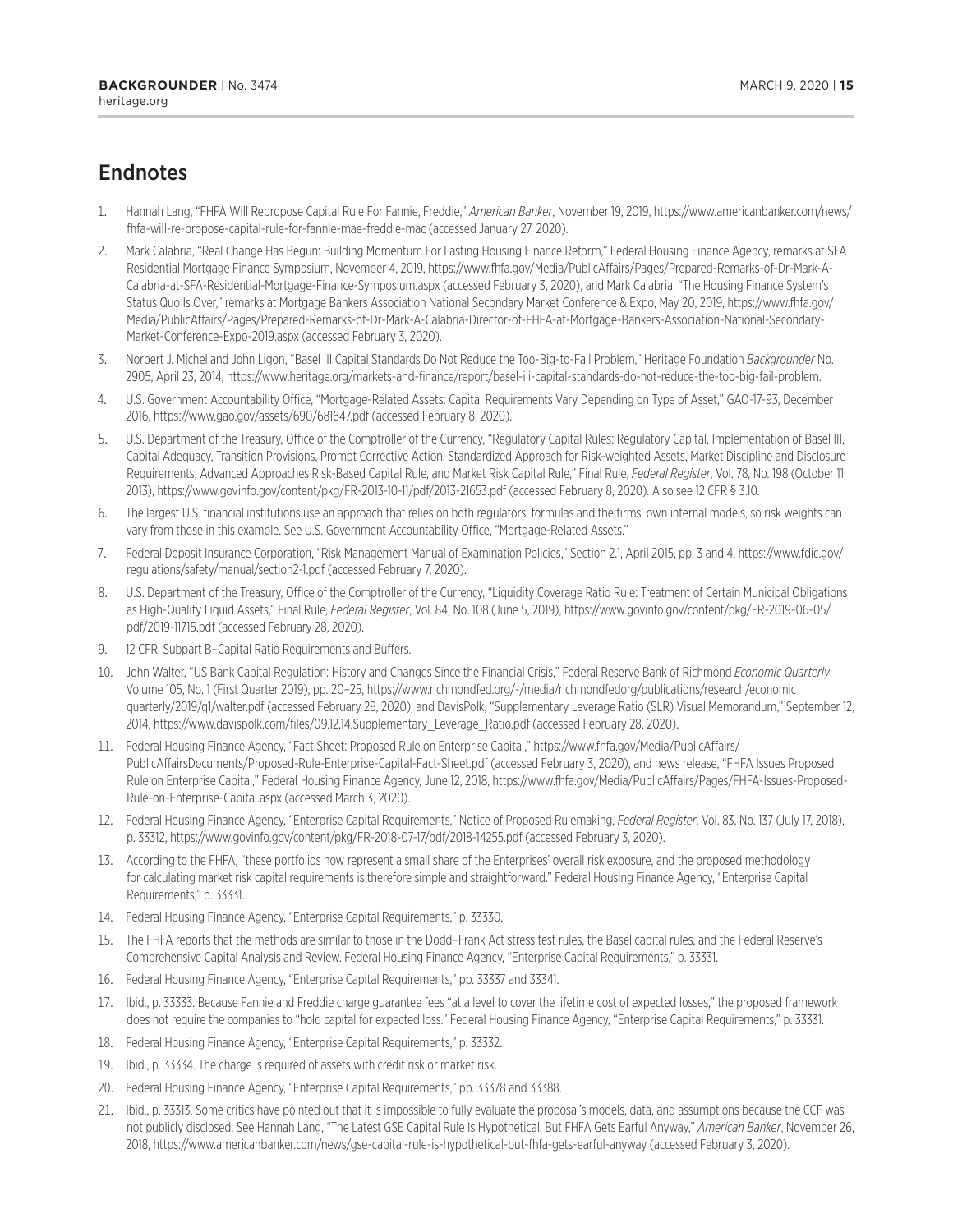## Endnotes

1. Hannah Lang, "FHFA Will Repropose Capital Rule For Fannie, Freddie," *American Banker*, November 19, 2019, https://www.americanbanker.com/news/fhfa-will-re-propose-capital-rule-for-fannie-mae-freddie-mac (accessed January 27, 2020).
2. Mark Calabria, "Real Change Has Begun: Building Momentum For Lasting Housing Finance Reform," Federal Housing Finance Agency, remarks at SFA Residential Mortgage Finance Symposium, November 4, 2019, https://www.fhfa.gov/Media/PublicAffairs/Pages/Prepared-Remarks-of-Dr-Mark-A-Calabria-at-SFA-Residential-Mortgage-Finance-Symposium.aspx (accessed February 3, 2020), and Mark Calabria, "The Housing Finance System's Status Quo Is Over," remarks at Mortgage Bankers Association National Secondary Market Conference & Expo, May 20, 2019, https://www.fhfa.gov/Media/PublicAffairs/Pages/Prepared-Remarks-of-Dr-Mark-A-Calabria-Director-of-FHFA-at-Mortgage-Bankers-Association-National-Secondary-Market-Conference-Expo-2019.aspx (accessed February 3, 2020).
3. Norbert J. Michel and John Ligon, "Basel III Capital Standards Do Not Reduce the Too-Big-to-Fail Problem," Heritage Foundation *Backgrounder* No. 2905, April 23, 2014, https://www.heritage.org/markets-and-finance/report/basel-iii-capital-standards-do-not-reduce-the-too-big-fail-problem.
4. U.S. Government Accountability Office, "Mortgage-Related Assets: Capital Requirements Vary Depending on Type of Asset," GAO-17-93, December 2016, https://www.gao.gov/assets/690/681647.pdf (accessed February 8, 2020).
5. U.S. Department of the Treasury, Office of the Comptroller of the Currency, "Regulatory Capital Rules: Regulatory Capital, Implementation of Basel III, Capital Adequacy, Transition Provisions, Prompt Corrective Action, Standardized Approach for Risk-weighted Assets, Market Discipline and Disclosure Requirements, Advanced Approaches Risk-Based Capital Rule, and Market Risk Capital Rule," Final Rule, *Federal Register*, Vol. 78, No. 198 (October 11, 2013), https://www.govinfo.gov/content/pkg/FR-2013-10-11/pdf/2013-21653.pdf (accessed February 8, 2020). Also see 12 CFR § 3.10.
6. The largest U.S. financial institutions use an approach that relies on both regulators' formulas and the firms' own internal models, so risk weights can vary from those in this example. See U.S. Government Accountability Office, "Mortgage-Related Assets."
7. Federal Deposit Insurance Corporation, "Risk Management Manual of Examination Policies," Section 2.1, April 2015, pp. 3 and 4, https://www.fdic.gov/regulations/safety/manual/section2-1.pdf (accessed February 7, 2020).
8. U.S. Department of the Treasury, Office of the Comptroller of the Currency, "Liquidity Coverage Ratio Rule: Treatment of Certain Municipal Obligations as High-Quality Liquid Assets," Final Rule, *Federal Register*, Vol. 84, No. 108 (June 5, 2019), https://www.govinfo.gov/content/pkg/FR-2019-06-05/pdf/2019-11715.pdf (accessed February 28, 2020).
9. 12 CFR, Subpart B–Capital Ratio Requirements and Buffers.
10. John Walter, "US Bank Capital Regulation: History and Changes Since the Financial Crisis," Federal Reserve Bank of Richmond *Economic Quarterly*, Volume 105, No. 1 (First Quarter 2019), pp. 20–25, https://www.richmondfed.org/-/media/richmondfedorg/publications/research/economic_quarterly/2019/q1/walter.pdf (accessed February 28, 2020), and DavisPolk, "Supplementary Leverage Ratio (SLR) Visual Memorandum," September 12, 2014, https://www.davispolk.com/files/09.12.14.Supplementary_Leverage_Ratio.pdf (accessed February 28, 2020).
11. Federal Housing Finance Agency, "Fact Sheet: Proposed Rule on Enterprise Capital," https://www.fhfa.gov/Media/PublicAffairs/PublicAffairsDocuments/Proposed-Rule-Enterprise-Capital-Fact-Sheet.pdf (accessed February 3, 2020), and news release, "FHFA Issues Proposed Rule on Enterprise Capital," Federal Housing Finance Agency, June 12, 2018, https://www.fhfa.gov/Media/PublicAffairs/Pages/FHFA-Issues-Proposed-Rule-on-Enterprise-Capital.aspx (accessed March 3, 2020).
12. Federal Housing Finance Agency, "Enterprise Capital Requirements," Notice of Proposed Rulemaking, *Federal Register*, Vol. 83, No. 137 (July 17, 2018), p. 33312, https://www.govinfo.gov/content/pkg/FR-2018-07-17/pdf/2018-14255.pdf (accessed February 3, 2020).
13. According to the FHFA, "these portfolios now represent a small share of the Enterprises' overall risk exposure, and the proposed methodology for calculating market risk capital requirements is therefore simple and straightforward." Federal Housing Finance Agency, "Enterprise Capital Requirements," p. 33331.
14. Federal Housing Finance Agency, "Enterprise Capital Requirements," p. 33330.
15. The FHFA reports that the methods are similar to those in the Dodd–Frank Act stress test rules, the Basel capital rules, and the Federal Reserve's Comprehensive Capital Analysis and Review. Federal Housing Finance Agency, "Enterprise Capital Requirements," p. 33331.
16. Federal Housing Finance Agency, "Enterprise Capital Requirements," pp. 33337 and 33341.
17. Ibid., p. 33333. Because Fannie and Freddie charge guarantee fees "at a level to cover the lifetime cost of expected losses," the proposed framework does not require the companies to "hold capital for expected loss." Federal Housing Finance Agency, "Enterprise Capital Requirements," p. 33331.
18. Federal Housing Finance Agency, "Enterprise Capital Requirements," p. 33332.
19. Ibid., p. 33334. The charge is required of assets with credit risk or market risk.
20. Federal Housing Finance Agency, "Enterprise Capital Requirements," pp. 33378 and 33388.
21. Ibid., p. 33313. Some critics have pointed out that it is impossible to fully evaluate the proposal's models, data, and assumptions because the CCF was not publicly disclosed. See Hannah Lang, "The Latest GSE Capital Rule Is Hypothetical, But FHFA Gets Earful Anyway," *American Banker*, November 26, 2018, https://www.americanbanker.com/news/gse-capital-rule-is-hypothetical-but-fhfa-gets-earful-anyway (accessed February 3, 2020).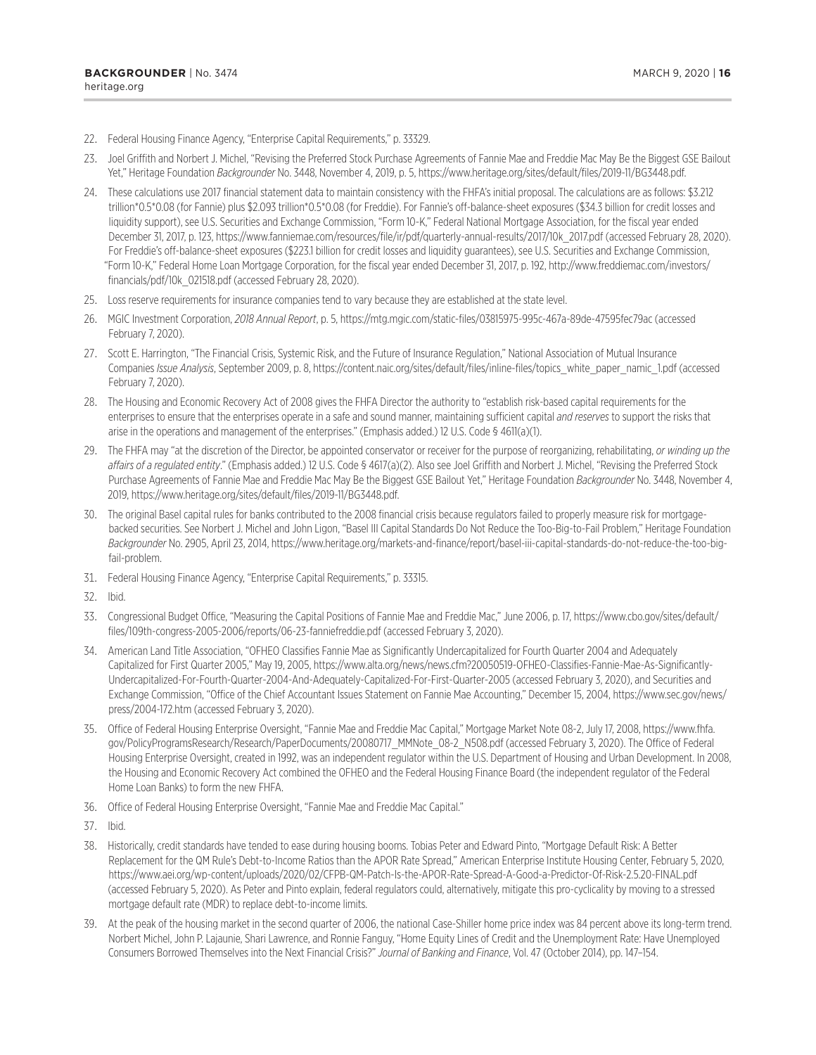22. Federal Housing Finance Agency, "Enterprise Capital Requirements," p. 33329.
23. Joel Griffith and Norbert J. Michel, "Revising the Preferred Stock Purchase Agreements of Fannie Mae and Freddie Mac May Be the Biggest GSE Bailout Yet," Heritage Foundation *Backgrounder* No. 3448, November 4, 2019, p. 5, https://www.heritage.org/sites/default/files/2019-11/BG3448.pdf.
24. These calculations use 2017 financial statement data to maintain consistency with the FHFA's initial proposal. The calculations are as follows: $3.212 trillion*0.5*0.08 (for Fannie) plus $2.093 trillion*0.5*0.08 (for Freddie). For Fannie's off-balance-sheet exposures ($34.3 billion for credit losses and liquidity support), see U.S. Securities and Exchange Commission, "Form 10-K," Federal National Mortgage Association, for the fiscal year ended December 31, 2017, p. 123, https://www.fanniemae.com/resources/file/ir/pdf/quarterly-annual-results/2017/10k_2017.pdf (accessed February 28, 2020). For Freddie's off-balance-sheet exposures ($223.1 billion for credit losses and liquidity guarantees), see U.S. Securities and Exchange Commission, "Form 10-K," Federal Home Loan Mortgage Corporation, for the fiscal year ended December 31, 2017, p. 192, http://www.freddiemac.com/investors/financials/pdf/10k_021518.pdf (accessed February 28, 2020).
25. Loss reserve requirements for insurance companies tend to vary because they are established at the state level.
26. MGIC Investment Corporation, *2018 Annual Report*, p. 5, https://mtg.mgic.com/static-files/03815975-995c-467a-89de-47595fec79ac (accessed February 7, 2020).
27. Scott E. Harrington, "The Financial Crisis, Systemic Risk, and the Future of Insurance Regulation," National Association of Mutual Insurance Companies *Issue Analysis*, September 2009, p. 8, https://content.naic.org/sites/default/files/inline-files/topics_white_paper_namic_1.pdf (accessed February 7, 2020).
28. The Housing and Economic Recovery Act of 2008 gives the FHFA Director the authority to "establish risk-based capital requirements for the enterprises to ensure that the enterprises operate in a safe and sound manner, maintaining sufficient capital *and reserves* to support the risks that arise in the operations and management of the enterprises." (Emphasis added.) 12 U.S. Code § 4611(a)(1).
29. The FHFA may "at the discretion of the Director, be appointed conservator or receiver for the purpose of reorganizing, rehabilitating, *or winding up the affairs of a regulated entity*." (Emphasis added.) 12 U.S. Code § 4617(a)(2). Also see Joel Griffith and Norbert J. Michel, "Revising the Preferred Stock Purchase Agreements of Fannie Mae and Freddie Mac May Be the Biggest GSE Bailout Yet," Heritage Foundation *Backgrounder* No. 3448, November 4, 2019, https://www.heritage.org/sites/default/files/2019-11/BG3448.pdf.
30. The original Basel capital rules for banks contributed to the 2008 financial crisis because regulators failed to properly measure risk for mortgage-backed securities. See Norbert J. Michel and John Ligon, "Basel III Capital Standards Do Not Reduce the Too-Big-to-Fail Problem," Heritage Foundation *Backgrounder* No. 2905, April 23, 2014, https://www.heritage.org/markets-and-finance/report/basel-iii-capital-standards-do-not-reduce-the-too-big-fail-problem.
31. Federal Housing Finance Agency, "Enterprise Capital Requirements," p. 33315.
32. Ibid.
33. Congressional Budget Office, "Measuring the Capital Positions of Fannie Mae and Freddie Mac," June 2006, p. 17, https://www.cbo.gov/sites/default/files/109th-congress-2005-2006/reports/06-23-fanniefreddie.pdf (accessed February 3, 2020).
34. American Land Title Association, "OFHEO Classifies Fannie Mae as Significantly Undercapitalized for Fourth Quarter 2004 and Adequately Capitalized for First Quarter 2005," May 19, 2005, https://www.alta.org/news/news.cfm?20050519-OFHEO-Classifies-Fannie-Mae-As-Significantly-Undercapitalized-For-Fourth-Quarter-2004-And-Adequately-Capitalized-For-First-Quarter-2005 (accessed February 3, 2020), and Securities and Exchange Commission, "Office of the Chief Accountant Issues Statement on Fannie Mae Accounting," December 15, 2004, https://www.sec.gov/news/press/2004-172.htm (accessed February 3, 2020).
35. Office of Federal Housing Enterprise Oversight, "Fannie Mae and Freddie Mac Capital," Mortgage Market Note 08-2, July 17, 2008, https://www.fhfa.gov/PolicyProgramsResearch/Research/PaperDocuments/20080717_MMNote_08-2_N508.pdf (accessed February 3, 2020). The Office of Federal Housing Enterprise Oversight, created in 1992, was an independent regulator within the U.S. Department of Housing and Urban Development. In 2008, the Housing and Economic Recovery Act combined the OFHEO and the Federal Housing Finance Board (the independent regulator of the Federal Home Loan Banks) to form the new FHFA.
36. Office of Federal Housing Enterprise Oversight, "Fannie Mae and Freddie Mac Capital."
37. Ibid.
38. Historically, credit standards have tended to ease during housing booms. Tobias Peter and Edward Pinto, "Mortgage Default Risk: A Better Replacement for the QM Rule's Debt-to-Income Ratios than the APOR Rate Spread," American Enterprise Institute Housing Center, February 5, 2020, https://www.aei.org/wp-content/uploads/2020/02/CFPB-QM-Patch-Is-the-APOR-Rate-Spread-A-Good-a-Predictor-Of-Risk-2.5.20-FINAL.pdf (accessed February 5, 2020). As Peter and Pinto explain, federal regulators could, alternatively, mitigate this pro-cyclicality by moving to a stressed mortgage default rate (MDR) to replace debt-to-income limits.
39. At the peak of the housing market in the second quarter of 2006, the national Case-Shiller home price index was 84 percent above its long-term trend. Norbert Michel, John P. Lajaunie, Shari Lawrence, and Ronnie Fanguy, "Home Equity Lines of Credit and the Unemployment Rate: Have Unemployed Consumers Borrowed Themselves into the Next Financial Crisis?" *Journal of Banking and Finance*, Vol. 47 (October 2014), pp. 147–154.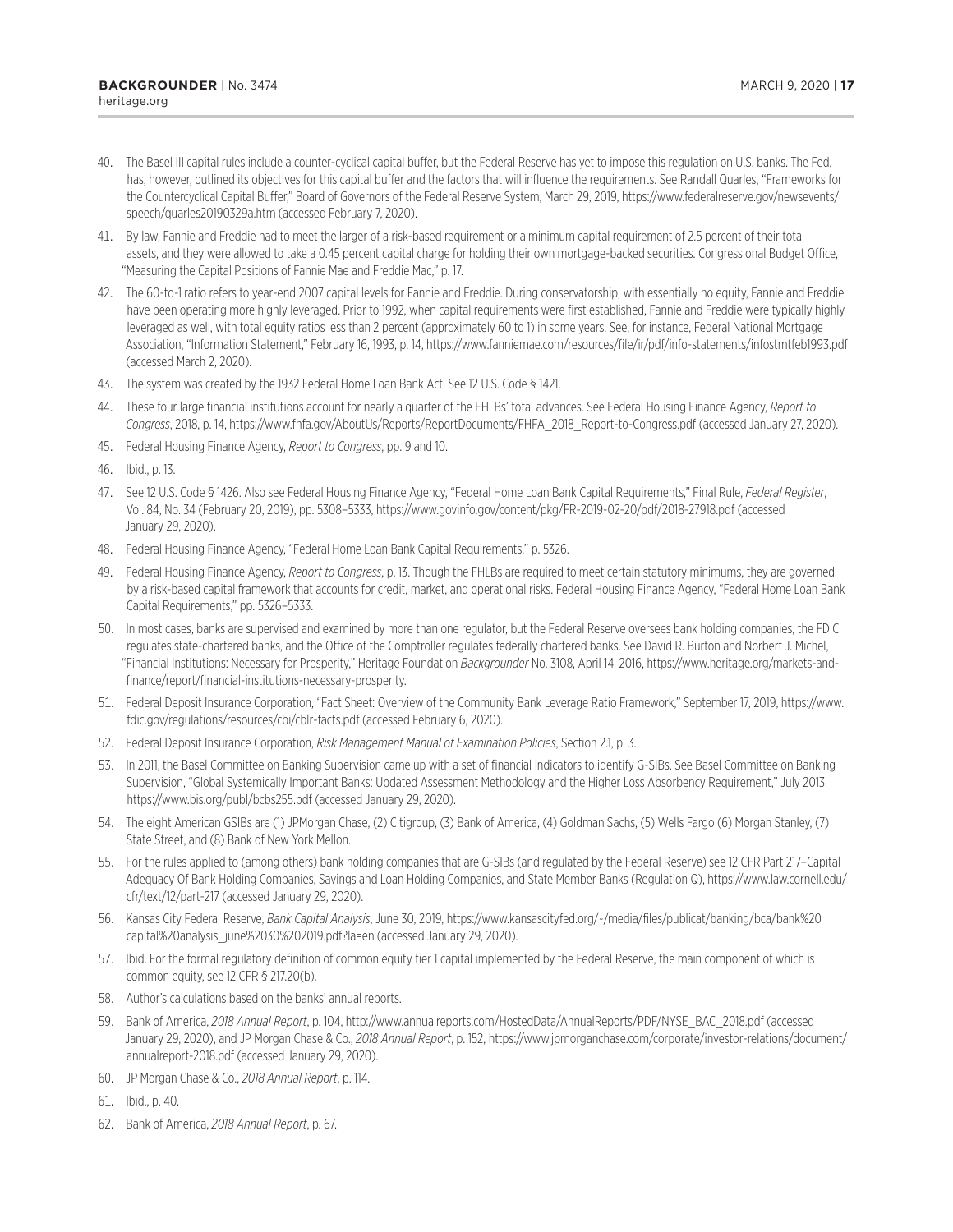40. The Basel III capital rules include a counter-cyclical capital buffer, but the Federal Reserve has yet to impose this regulation on U.S. banks. The Fed, has, however, outlined its objectives for this capital buffer and the factors that will influence the requirements. See Randall Quarles, "Frameworks for the Countercyclical Capital Buffer," Board of Governors of the Federal Reserve System, March 29, 2019, https://www.federalreserve.gov/newsevents/speech/quarles20190329a.htm (accessed February 7, 2020).
41. By law, Fannie and Freddie had to meet the larger of a risk-based requirement or a minimum capital requirement of 2.5 percent of their total assets, and they were allowed to take a 0.45 percent capital charge for holding their own mortgage-backed securities. Congressional Budget Office, "Measuring the Capital Positions of Fannie Mae and Freddie Mac," p. 17.
42. The 60-to-1 ratio refers to year-end 2007 capital levels for Fannie and Freddie. During conservatorship, with essentially no equity, Fannie and Freddie have been operating more highly leveraged. Prior to 1992, when capital requirements were first established, Fannie and Freddie were typically highly leveraged as well, with total equity ratios less than 2 percent (approximately 60 to 1) in some years. See, for instance, Federal National Mortgage Association, "Information Statement," February 16, 1993, p. 14, https://www.fanniemae.com/resources/file/ir/pdf/info-statements/infostmtfeb1993.pdf (accessed March 2, 2020).
43. The system was created by the 1932 Federal Home Loan Bank Act. See 12 U.S. Code § 1421.
44. These four large financial institutions account for nearly a quarter of the FHLBs' total advances. See Federal Housing Finance Agency, *Report to Congress*, 2018, p. 14, https://www.fhfa.gov/AboutUs/Reports/ReportDocuments/FHFA_2018_Report-to-Congress.pdf (accessed January 27, 2020).
45. Federal Housing Finance Agency, *Report to Congress*, pp. 9 and 10.
46. Ibid., p. 13.
47. See 12 U.S. Code § 1426. Also see Federal Housing Finance Agency, "Federal Home Loan Bank Capital Requirements," Final Rule, *Federal Register*, Vol. 84, No. 34 (February 20, 2019), pp. 5308–5333, https://www.govinfo.gov/content/pkg/FR-2019-02-20/pdf/2018-27918.pdf (accessed January 29, 2020).
48. Federal Housing Finance Agency, "Federal Home Loan Bank Capital Requirements," p. 5326.
49. Federal Housing Finance Agency, *Report to Congress*, p. 13. Though the FHLBs are required to meet certain statutory minimums, they are governed by a risk-based capital framework that accounts for credit, market, and operational risks. Federal Housing Finance Agency, "Federal Home Loan Bank Capital Requirements," pp. 5326–5333.
50. In most cases, banks are supervised and examined by more than one regulator, but the Federal Reserve oversees bank holding companies, the FDIC regulates state-chartered banks, and the Office of the Comptroller regulates federally chartered banks. See David R. Burton and Norbert J. Michel, "Financial Institutions: Necessary for Prosperity," Heritage Foundation *Backgrounder* No. 3108, April 14, 2016, https://www.heritage.org/markets-and-finance/report/financial-institutions-necessary-prosperity.
51. Federal Deposit Insurance Corporation, "Fact Sheet: Overview of the Community Bank Leverage Ratio Framework," September 17, 2019, https://www.fdic.gov/regulations/resources/cbi/cblr-facts.pdf (accessed February 6, 2020).
52. Federal Deposit Insurance Corporation, *Risk Management Manual of Examination Policies*, Section 2.1, p. 3.
53. In 2011, the Basel Committee on Banking Supervision came up with a set of financial indicators to identify G-SIBs. See Basel Committee on Banking Supervision, "Global Systemically Important Banks: Updated Assessment Methodology and the Higher Loss Absorbency Requirement," July 2013, https://www.bis.org/publ/bcbs255.pdf (accessed January 29, 2020).
54. The eight American GSIBs are (1) JPMorgan Chase, (2) Citigroup, (3) Bank of America, (4) Goldman Sachs, (5) Wells Fargo (6) Morgan Stanley, (7) State Street, and (8) Bank of New York Mellon.
55. For the rules applied to (among others) bank holding companies that are G-SIBs (and regulated by the Federal Reserve) see 12 CFR Part 217–Capital Adequacy Of Bank Holding Companies, Savings and Loan Holding Companies, and State Member Banks (Regulation Q), https://www.law.cornell.edu/cfr/text/12/part-217 (accessed January 29, 2020).
56. Kansas City Federal Reserve, *Bank Capital Analysis*, June 30, 2019, https://www.kansascityfed.org/~/media/files/publicat/banking/bca/bank%20capital%20analysis_june%2030%202019.pdf?la=en (accessed January 29, 2020).
57. Ibid. For the formal regulatory definition of common equity tier 1 capital implemented by the Federal Reserve, the main component of which is common equity, see 12 CFR § 217.20(b).
58. Author's calculations based on the banks' annual reports.
59. Bank of America, *2018 Annual Report*, p. 104, http://www.annualreports.com/HostedData/AnnualReports/PDF/NYSE_BAC_2018.pdf (accessed January 29, 2020), and JP Morgan Chase & Co., *2018 Annual Report*, p. 152, https://www.jpmorganchase.com/corporate/investor-relations/document/annualreport-2018.pdf (accessed January 29, 2020).
60. JP Morgan Chase & Co., *2018 Annual Report*, p. 114.
61. Ibid., p. 40.
62. Bank of America, *2018 Annual Report*, p. 67.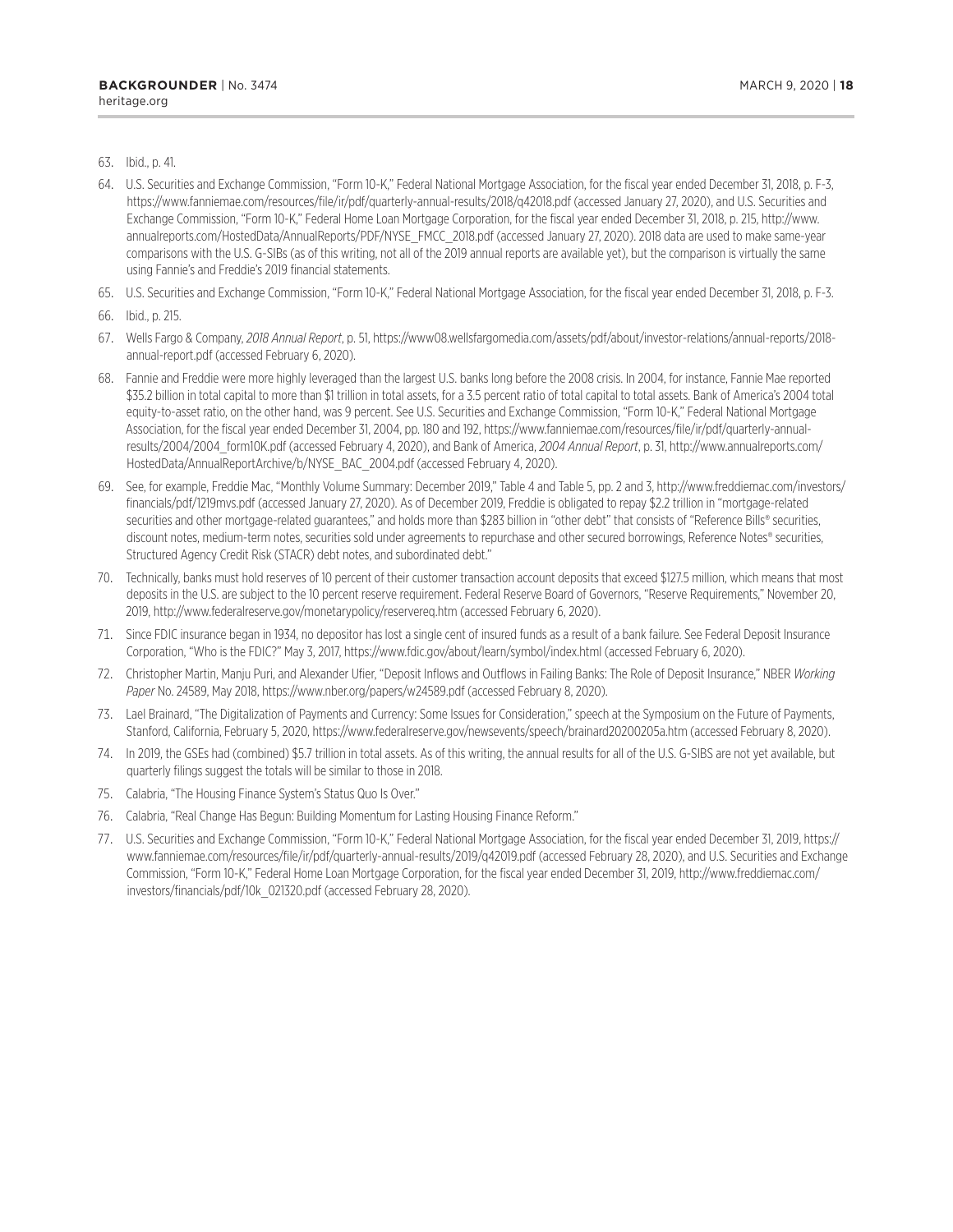63. Ibid., p. 41.

64. U.S. Securities and Exchange Commission, "Form 10-K," Federal National Mortgage Association, for the fiscal year ended December 31, 2018, p. F-3, https://www.fanniemae.com/resources/file/ir/pdf/quarterly-annual-results/2018/q42018.pdf (accessed January 27, 2020), and U.S. Securities and Exchange Commission, "Form 10-K," Federal Home Loan Mortgage Corporation, for the fiscal year ended December 31, 2018, p. 215, http://www.annualreports.com/HostedData/AnnualReports/PDF/NYSE_FMCC_2018.pdf (accessed January 27, 2020). 2018 data are used to make same-year comparisons with the U.S. G-SIBs (as of this writing, not all of the 2019 annual reports are available yet), but the comparison is virtually the same using Fannie's and Freddie's 2019 financial statements.

65. U.S. Securities and Exchange Commission, "Form 10-K," Federal National Mortgage Association, for the fiscal year ended December 31, 2018, p. F-3.

66. Ibid., p. 215.

67. Wells Fargo & Company, *2018 Annual Report*, p. 51, https://www08.wellsfargomedia.com/assets/pdf/about/investor-relations/annual-reports/2018-annual-report.pdf (accessed February 6, 2020).

68. Fannie and Freddie were more highly leveraged than the largest U.S. banks long before the 2008 crisis. In 2004, for instance, Fannie Mae reported $35.2 billion in total capital to more than $1 trillion in total assets, for a 3.5 percent ratio of total capital to total assets. Bank of America's 2004 total equity-to-asset ratio, on the other hand, was 9 percent. See U.S. Securities and Exchange Commission, "Form 10-K," Federal National Mortgage Association, for the fiscal year ended December 31, 2004, pp. 180 and 192, https://www.fanniemae.com/resources/file/ir/pdf/quarterly-annual-results/2004/2004_form10K.pdf (accessed February 4, 2020), and Bank of America, *2004 Annual Report*, p. 31, http://www.annualreports.com/HostedData/AnnualReportArchive/b/NYSE_BAC_2004.pdf (accessed February 4, 2020).

69. See, for example, Freddie Mac, "Monthly Volume Summary: December 2019," Table 4 and Table 5, pp. 2 and 3, http://www.freddiemac.com/investors/financials/pdf/1219mvs.pdf (accessed January 27, 2020). As of December 2019, Freddie is obligated to repay $2.2 trillion in "mortgage-related securities and other mortgage-related guarantees," and holds more than $283 billion in "other debt" that consists of "Reference Bills® securities, discount notes, medium-term notes, securities sold under agreements to repurchase and other secured borrowings, Reference Notes® securities, Structured Agency Credit Risk (STACR) debt notes, and subordinated debt."

70. Technically, banks must hold reserves of 10 percent of their customer transaction account deposits that exceed $127.5 million, which means that most deposits in the U.S. are subject to the 10 percent reserve requirement. Federal Reserve Board of Governors, "Reserve Requirements," November 20, 2019, http://www.federalreserve.gov/monetarypolicy/reservereq.htm (accessed February 6, 2020).

71. Since FDIC insurance began in 1934, no depositor has lost a single cent of insured funds as a result of a bank failure. See Federal Deposit Insurance Corporation, "Who is the FDIC?" May 3, 2017, https://www.fdic.gov/about/learn/symbol/index.html (accessed February 6, 2020).

72. Christopher Martin, Manju Puri, and Alexander Ufier, "Deposit Inflows and Outflows in Failing Banks: The Role of Deposit Insurance," NBER *Working Paper* No. 24589, May 2018, https://www.nber.org/papers/w24589.pdf (accessed February 8, 2020).

73. Lael Brainard, "The Digitalization of Payments and Currency: Some Issues for Consideration," speech at the Symposium on the Future of Payments, Stanford, California, February 5, 2020, https://www.federalreserve.gov/newsevents/speech/brainard20200205a.htm (accessed February 8, 2020).

74. In 2019, the GSEs had (combined) $5.7 trillion in total assets. As of this writing, the annual results for all of the U.S. G-SIBS are not yet available, but quarterly filings suggest the totals will be similar to those in 2018.

75. Calabria, "The Housing Finance System's Status Quo Is Over."

76. Calabria, "Real Change Has Begun: Building Momentum for Lasting Housing Finance Reform."

77. U.S. Securities and Exchange Commission, "Form 10-K," Federal National Mortgage Association, for the fiscal year ended December 31, 2019, https://www.fanniemae.com/resources/file/ir/pdf/quarterly-annual-results/2019/q42019.pdf (accessed February 28, 2020), and U.S. Securities and Exchange Commission, "Form 10-K," Federal Home Loan Mortgage Corporation, for the fiscal year ended December 31, 2019, http://www.freddiemac.com/investors/financials/pdf/10k_021320.pdf (accessed February 28, 2020).